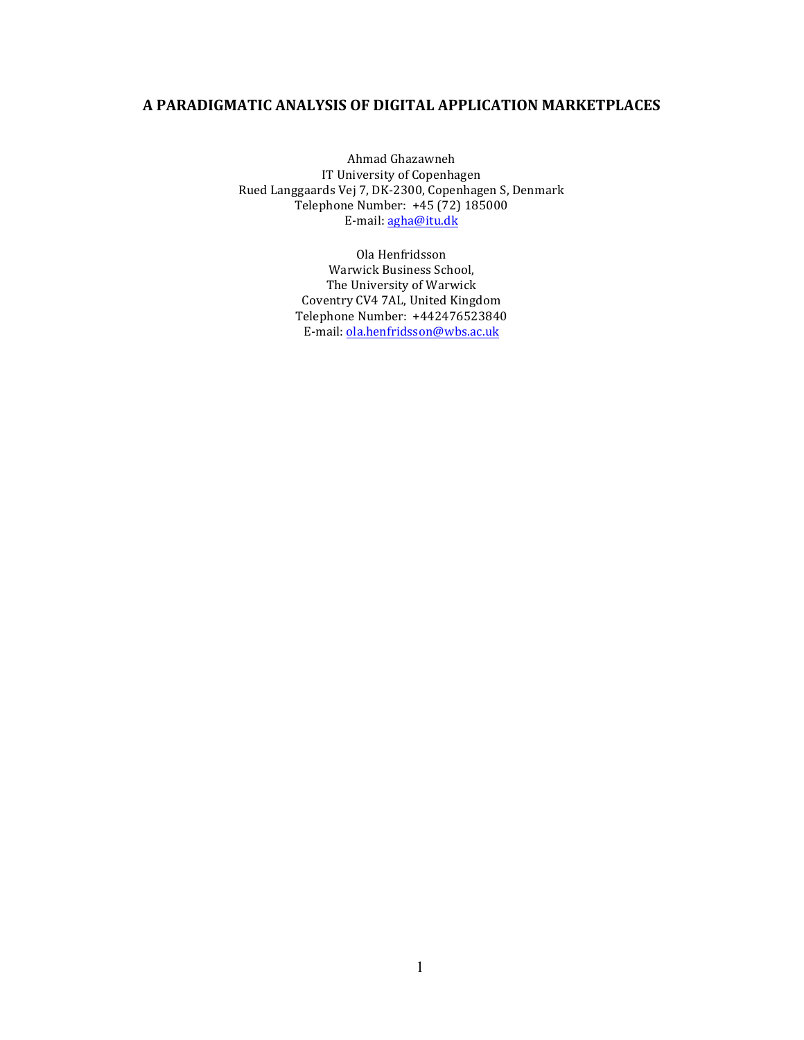# A PARADIGMATIC ANALYSIS OF DIGITAL APPLICATION MARKETPLACES

Ahmad Ghazawneh
IT University of Copenhagen
Rued Langgaards Vej 7, DK-2300, Copenhagen S, Denmark
Telephone Number: +45 (72) 185000
E-mail: agha@itu.dk

Ola Henfridsson
Warwick Business School,
The University of Warwick
Coventry CV4 7AL, United Kingdom
Telephone Number: +442476523840
E-mail: ola.henfridsson@wbs.ac.uk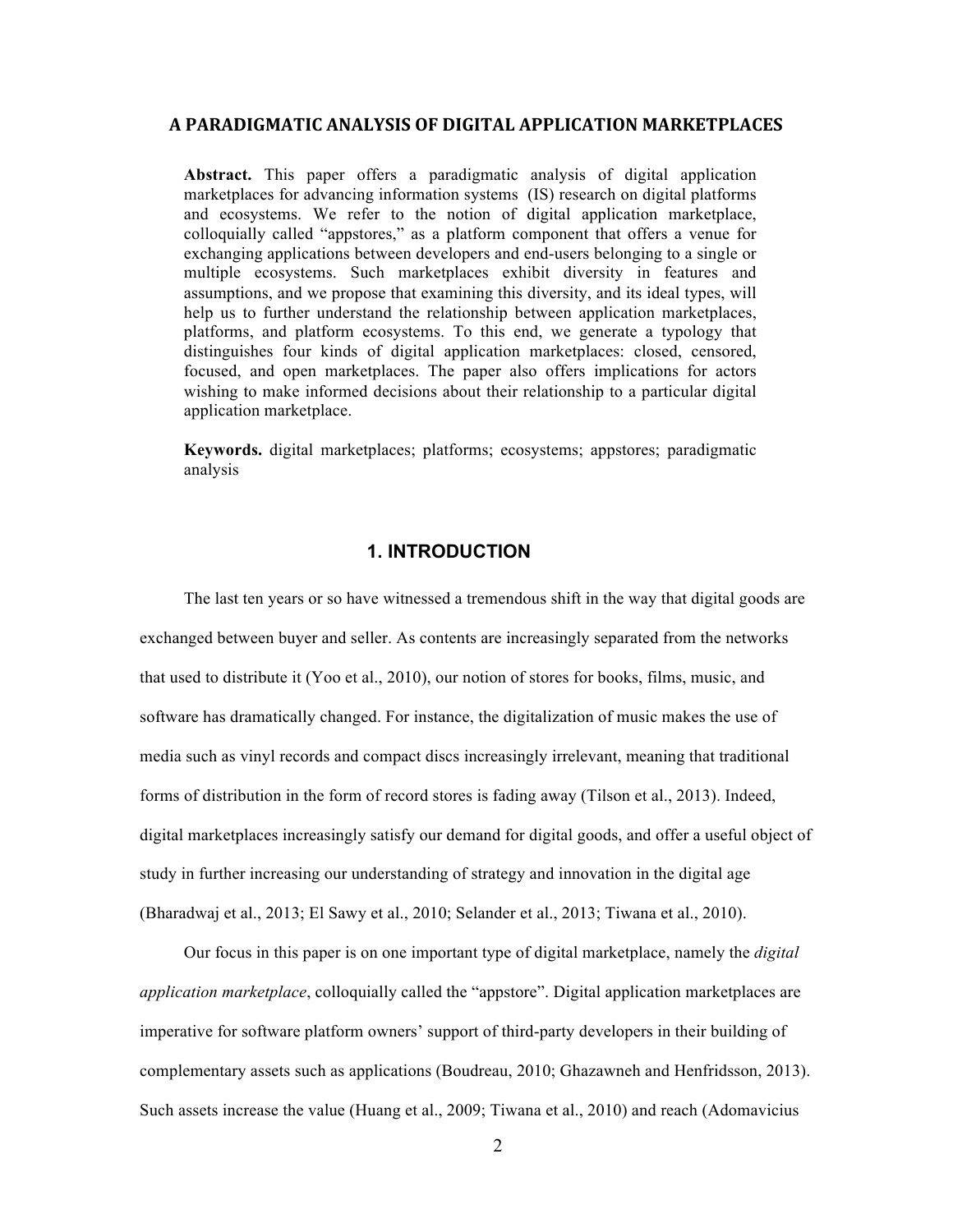## A PARADIGMATIC ANALYSIS OF DIGITAL APPLICATION MARKETPLACES

**Abstract.** This paper offers a paradigmatic analysis of digital application marketplaces for advancing information systems (IS) research on digital platforms and ecosystems. We refer to the notion of digital application marketplace, colloquially called "appstores," as a platform component that offers a venue for exchanging applications between developers and end-users belonging to a single or multiple ecosystems. Such marketplaces exhibit diversity in features and assumptions, and we propose that examining this diversity, and its ideal types, will help us to further understand the relationship between application marketplaces, platforms, and platform ecosystems. To this end, we generate a typology that distinguishes four kinds of digital application marketplaces: closed, censored, focused, and open marketplaces. The paper also offers implications for actors wishing to make informed decisions about their relationship to a particular digital application marketplace.

**Keywords.** digital marketplaces; platforms; ecosystems; appstores; paradigmatic analysis

# 1. INTRODUCTION

The last ten years or so have witnessed a tremendous shift in the way that digital goods are exchanged between buyer and seller. As contents are increasingly separated from the networks that used to distribute it (Yoo et al., 2010), our notion of stores for books, films, music, and software has dramatically changed. For instance, the digitalization of music makes the use of media such as vinyl records and compact discs increasingly irrelevant, meaning that traditional forms of distribution in the form of record stores is fading away (Tilson et al., 2013). Indeed, digital marketplaces increasingly satisfy our demand for digital goods, and offer a useful object of study in further increasing our understanding of strategy and innovation in the digital age (Bharadwaj et al., 2013; El Sawy et al., 2010; Selander et al., 2013; Tiwana et al., 2010).

Our focus in this paper is on one important type of digital marketplace, namely the *digital application marketplace*, colloquially called the "appstore". Digital application marketplaces are imperative for software platform owners' support of third-party developers in their building of complementary assets such as applications (Boudreau, 2010; Ghazawneh and Henfridsson, 2013). Such assets increase the value (Huang et al., 2009; Tiwana et al., 2010) and reach (Adomavicius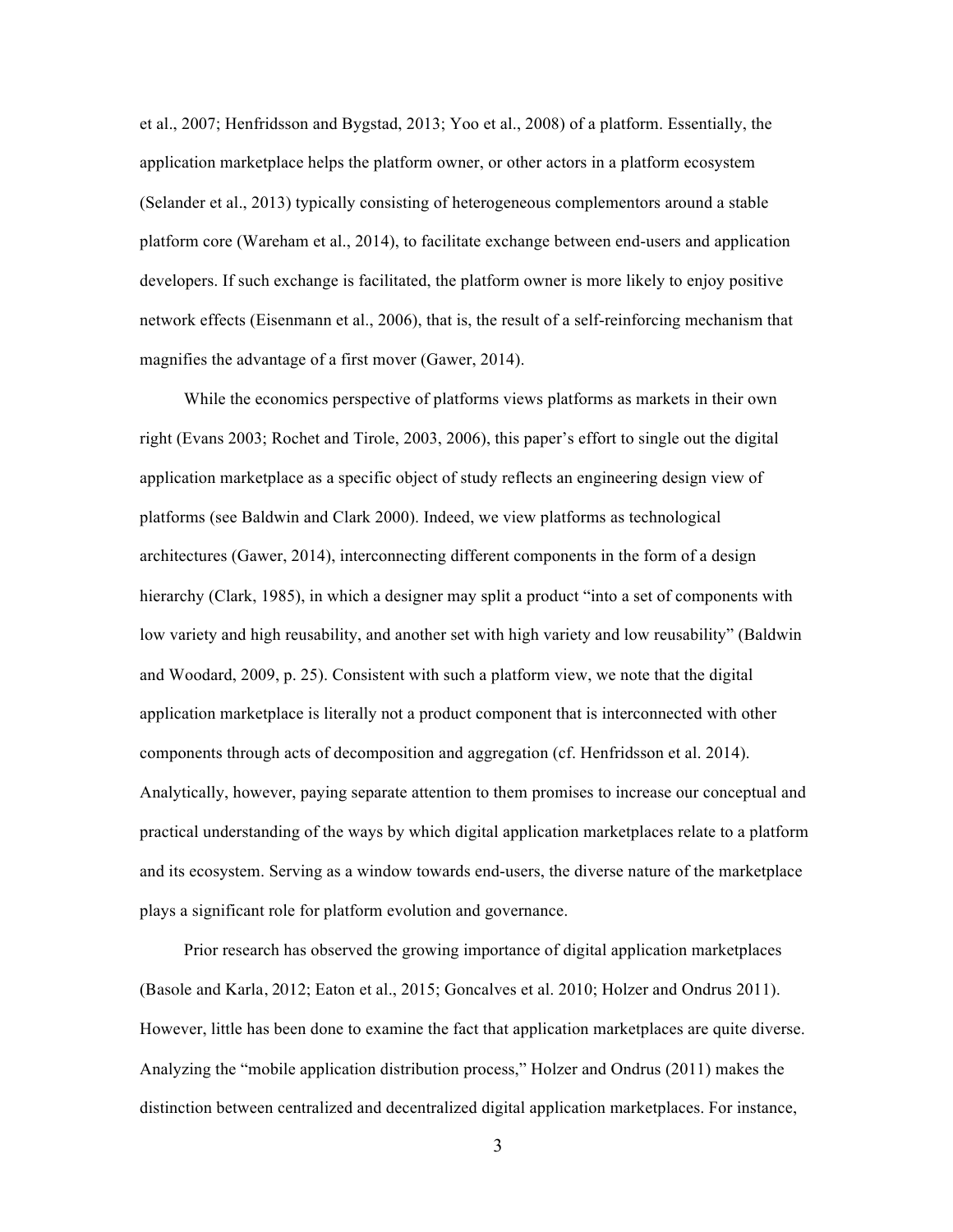et al., 2007; Henfridsson and Bygstad, 2013; Yoo et al., 2008) of a platform. Essentially, the application marketplace helps the platform owner, or other actors in a platform ecosystem (Selander et al., 2013) typically consisting of heterogeneous complementors around a stable platform core (Wareham et al., 2014), to facilitate exchange between end-users and application developers. If such exchange is facilitated, the platform owner is more likely to enjoy positive network effects (Eisenmann et al., 2006), that is, the result of a self-reinforcing mechanism that magnifies the advantage of a first mover (Gawer, 2014).

While the economics perspective of platforms views platforms as markets in their own right (Evans 2003; Rochet and Tirole, 2003, 2006), this paper's effort to single out the digital application marketplace as a specific object of study reflects an engineering design view of platforms (see Baldwin and Clark 2000). Indeed, we view platforms as technological architectures (Gawer, 2014), interconnecting different components in the form of a design hierarchy (Clark, 1985), in which a designer may split a product "into a set of components with low variety and high reusability, and another set with high variety and low reusability" (Baldwin and Woodard, 2009, p. 25). Consistent with such a platform view, we note that the digital application marketplace is literally not a product component that is interconnected with other components through acts of decomposition and aggregation (cf. Henfridsson et al. 2014). Analytically, however, paying separate attention to them promises to increase our conceptual and practical understanding of the ways by which digital application marketplaces relate to a platform and its ecosystem. Serving as a window towards end-users, the diverse nature of the marketplace plays a significant role for platform evolution and governance.

Prior research has observed the growing importance of digital application marketplaces (Basole and Karla, 2012; Eaton et al., 2015; Goncalves et al. 2010; Holzer and Ondrus 2011). However, little has been done to examine the fact that application marketplaces are quite diverse. Analyzing the "mobile application distribution process," Holzer and Ondrus (2011) makes the distinction between centralized and decentralized digital application marketplaces. For instance,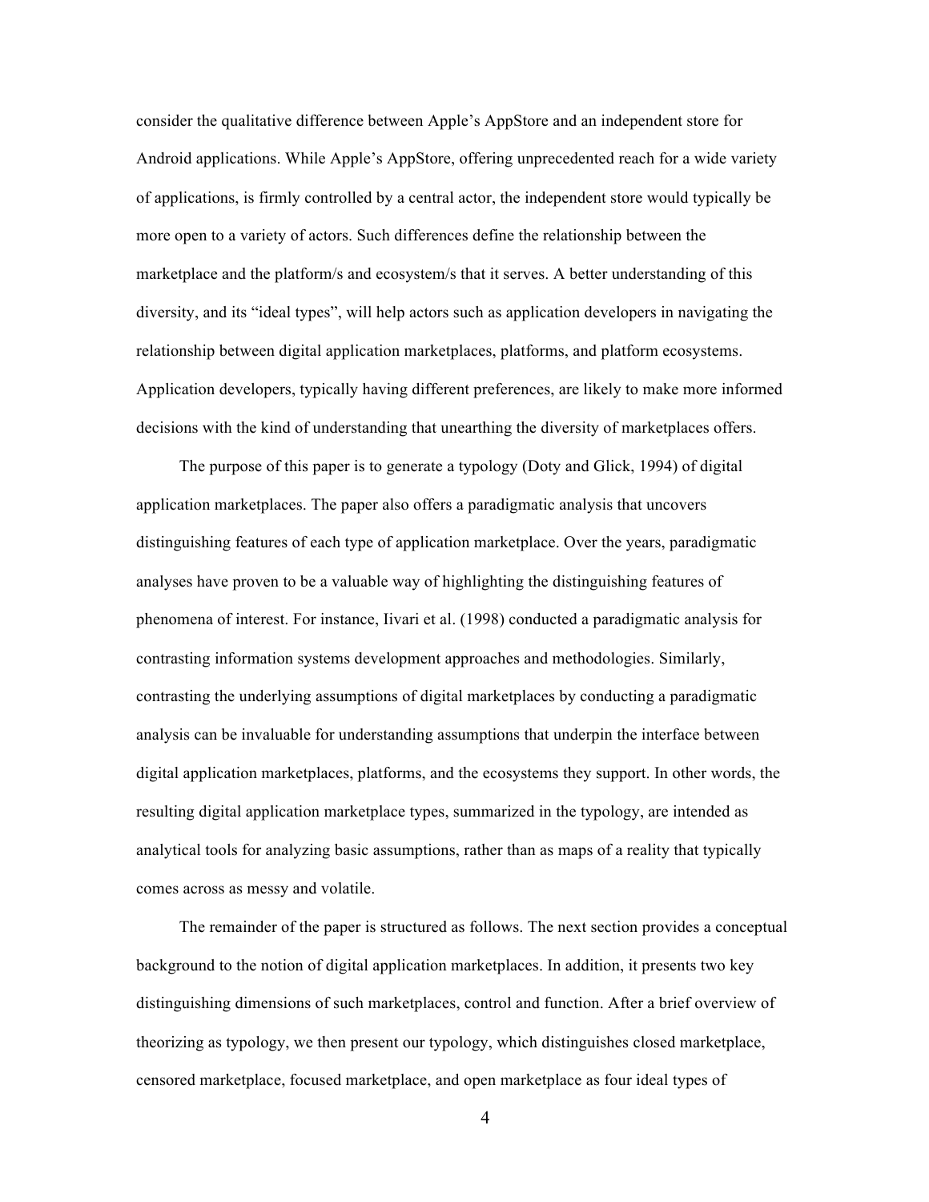consider the qualitative difference between Apple's AppStore and an independent store for Android applications. While Apple's AppStore, offering unprecedented reach for a wide variety of applications, is firmly controlled by a central actor, the independent store would typically be more open to a variety of actors. Such differences define the relationship between the marketplace and the platform/s and ecosystem/s that it serves. A better understanding of this diversity, and its "ideal types", will help actors such as application developers in navigating the relationship between digital application marketplaces, platforms, and platform ecosystems. Application developers, typically having different preferences, are likely to make more informed decisions with the kind of understanding that unearthing the diversity of marketplaces offers.

The purpose of this paper is to generate a typology (Doty and Glick, 1994) of digital application marketplaces. The paper also offers a paradigmatic analysis that uncovers distinguishing features of each type of application marketplace. Over the years, paradigmatic analyses have proven to be a valuable way of highlighting the distinguishing features of phenomena of interest. For instance, Iivari et al. (1998) conducted a paradigmatic analysis for contrasting information systems development approaches and methodologies. Similarly, contrasting the underlying assumptions of digital marketplaces by conducting a paradigmatic analysis can be invaluable for understanding assumptions that underpin the interface between digital application marketplaces, platforms, and the ecosystems they support. In other words, the resulting digital application marketplace types, summarized in the typology, are intended as analytical tools for analyzing basic assumptions, rather than as maps of a reality that typically comes across as messy and volatile.

The remainder of the paper is structured as follows. The next section provides a conceptual background to the notion of digital application marketplaces. In addition, it presents two key distinguishing dimensions of such marketplaces, control and function. After a brief overview of theorizing as typology, we then present our typology, which distinguishes closed marketplace, censored marketplace, focused marketplace, and open marketplace as four ideal types of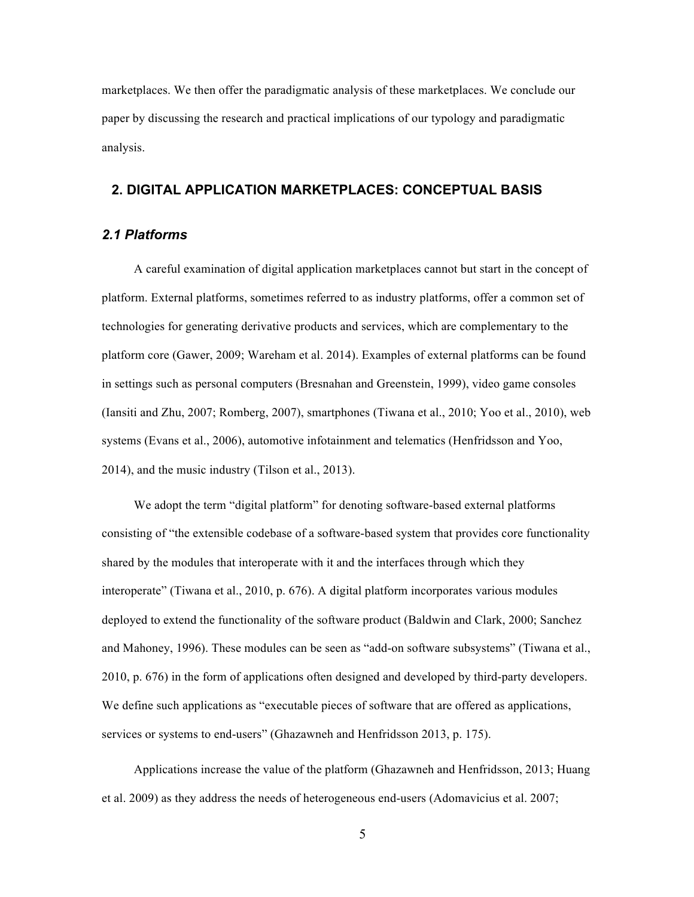marketplaces. We then offer the paradigmatic analysis of these marketplaces. We conclude our paper by discussing the research and practical implications of our typology and paradigmatic analysis.

## 2. DIGITAL APPLICATION MARKETPLACES: CONCEPTUAL BASIS

### *2.1 Platforms*

A careful examination of digital application marketplaces cannot but start in the concept of platform. External platforms, sometimes referred to as industry platforms, offer a common set of technologies for generating derivative products and services, which are complementary to the platform core (Gawer, 2009; Wareham et al. 2014). Examples of external platforms can be found in settings such as personal computers (Bresnahan and Greenstein, 1999), video game consoles (Iansiti and Zhu, 2007; Romberg, 2007), smartphones (Tiwana et al., 2010; Yoo et al., 2010), web systems (Evans et al., 2006), automotive infotainment and telematics (Henfridsson and Yoo, 2014), and the music industry (Tilson et al., 2013).

We adopt the term "digital platform" for denoting software-based external platforms consisting of "the extensible codebase of a software-based system that provides core functionality shared by the modules that interoperate with it and the interfaces through which they interoperate" (Tiwana et al., 2010, p. 676). A digital platform incorporates various modules deployed to extend the functionality of the software product (Baldwin and Clark, 2000; Sanchez and Mahoney, 1996). These modules can be seen as "add-on software subsystems" (Tiwana et al., 2010, p. 676) in the form of applications often designed and developed by third-party developers. We define such applications as "executable pieces of software that are offered as applications, services or systems to end-users" (Ghazawneh and Henfridsson 2013, p. 175).

Applications increase the value of the platform (Ghazawneh and Henfridsson, 2013; Huang et al. 2009) as they address the needs of heterogeneous end-users (Adomavicius et al. 2007;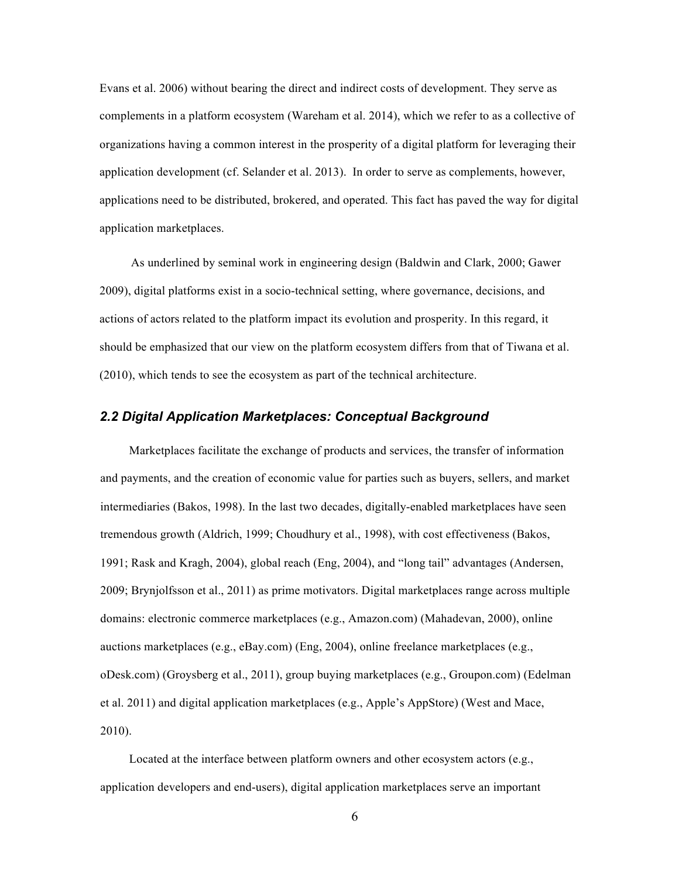Evans et al. 2006) without bearing the direct and indirect costs of development. They serve as complements in a platform ecosystem (Wareham et al. 2014), which we refer to as a collective of organizations having a common interest in the prosperity of a digital platform for leveraging their application development (cf. Selander et al. 2013). In order to serve as complements, however, applications need to be distributed, brokered, and operated. This fact has paved the way for digital application marketplaces.

As underlined by seminal work in engineering design (Baldwin and Clark, 2000; Gawer 2009), digital platforms exist in a socio-technical setting, where governance, decisions, and actions of actors related to the platform impact its evolution and prosperity. In this regard, it should be emphasized that our view on the platform ecosystem differs from that of Tiwana et al. (2010), which tends to see the ecosystem as part of the technical architecture.

### *2.2 Digital Application Marketplaces: Conceptual Background*

Marketplaces facilitate the exchange of products and services, the transfer of information and payments, and the creation of economic value for parties such as buyers, sellers, and market intermediaries (Bakos, 1998). In the last two decades, digitally-enabled marketplaces have seen tremendous growth (Aldrich, 1999; Choudhury et al., 1998), with cost effectiveness (Bakos, 1991; Rask and Kragh, 2004), global reach (Eng, 2004), and "long tail" advantages (Andersen, 2009; Brynjolfsson et al., 2011) as prime motivators. Digital marketplaces range across multiple domains: electronic commerce marketplaces (e.g., Amazon.com) (Mahadevan, 2000), online auctions marketplaces (e.g., eBay.com) (Eng, 2004), online freelance marketplaces (e.g., oDesk.com) (Groysberg et al., 2011), group buying marketplaces (e.g., Groupon.com) (Edelman et al. 2011) and digital application marketplaces (e.g., Apple's AppStore) (West and Mace, 2010).

Located at the interface between platform owners and other ecosystem actors (e.g., application developers and end-users), digital application marketplaces serve an important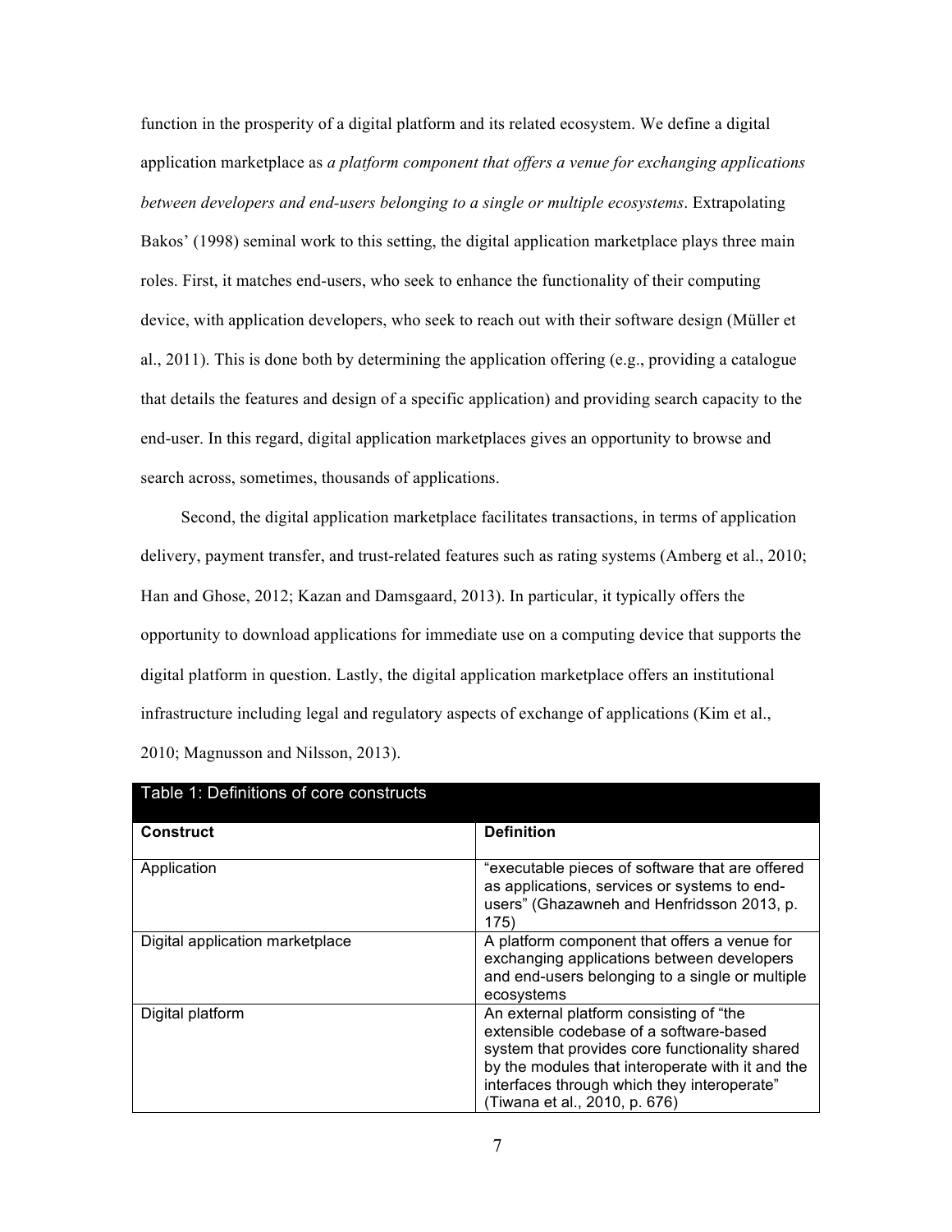function in the prosperity of a digital platform and its related ecosystem. We define a digital application marketplace as *a platform component that offers a venue for exchanging applications between developers and end-users belonging to a single or multiple ecosystems*. Extrapolating Bakos' (1998) seminal work to this setting, the digital application marketplace plays three main roles. First, it matches end-users, who seek to enhance the functionality of their computing device, with application developers, who seek to reach out with their software design (Müller et al., 2011). This is done both by determining the application offering (e.g., providing a catalogue that details the features and design of a specific application) and providing search capacity to the end-user. In this regard, digital application marketplaces gives an opportunity to browse and search across, sometimes, thousands of applications.

Second, the digital application marketplace facilitates transactions, in terms of application delivery, payment transfer, and trust-related features such as rating systems (Amberg et al., 2010; Han and Ghose, 2012; Kazan and Damsgaard, 2013). In particular, it typically offers the opportunity to download applications for immediate use on a computing device that supports the digital platform in question. Lastly, the digital application marketplace offers an institutional infrastructure including legal and regulatory aspects of exchange of applications (Kim et al., 2010; Magnusson and Nilsson, 2013).

Table 1: Definitions of core constructs

| Construct | Definition |
| --- | --- |
| Application | "executable pieces of software that are offered as applications, services or systems to end-users" (Ghazawneh and Henfridsson 2013, p. 175) |
| Digital application marketplace | A platform component that offers a venue for exchanging applications between developers and end-users belonging to a single or multiple ecosystems |
| Digital platform | An external platform consisting of "the extensible codebase of a software-based system that provides core functionality shared by the modules that interoperate with it and the interfaces through which they interoperate" (Tiwana et al., 2010, p. 676) |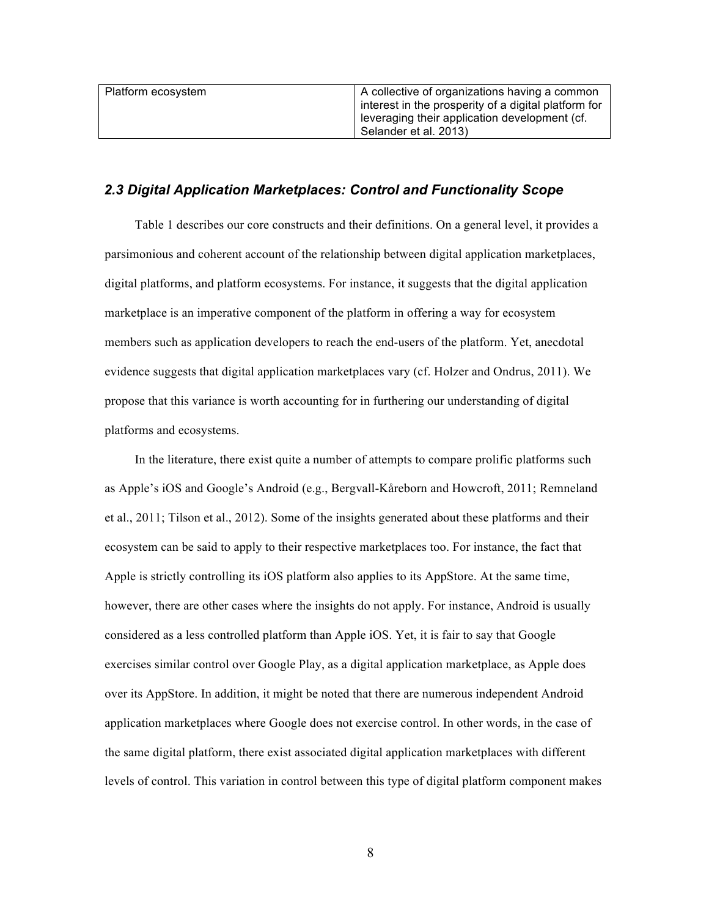| Platform ecosystem | A collective of organizations having a common interest in the prosperity of a digital platform for leveraging their application development (cf. Selander et al. 2013) |
|---|---|

### *2.3 Digital Application Marketplaces: Control and Functionality Scope*

Table 1 describes our core constructs and their definitions. On a general level, it provides a parsimonious and coherent account of the relationship between digital application marketplaces, digital platforms, and platform ecosystems. For instance, it suggests that the digital application marketplace is an imperative component of the platform in offering a way for ecosystem members such as application developers to reach the end-users of the platform. Yet, anecdotal evidence suggests that digital application marketplaces vary (cf. Holzer and Ondrus, 2011). We propose that this variance is worth accounting for in furthering our understanding of digital platforms and ecosystems.

In the literature, there exist quite a number of attempts to compare prolific platforms such as Apple's iOS and Google's Android (e.g., Bergvall-Kåreborn and Howcroft, 2011; Remneland et al., 2011; Tilson et al., 2012). Some of the insights generated about these platforms and their ecosystem can be said to apply to their respective marketplaces too. For instance, the fact that Apple is strictly controlling its iOS platform also applies to its AppStore. At the same time, however, there are other cases where the insights do not apply. For instance, Android is usually considered as a less controlled platform than Apple iOS. Yet, it is fair to say that Google exercises similar control over Google Play, as a digital application marketplace, as Apple does over its AppStore. In addition, it might be noted that there are numerous independent Android application marketplaces where Google does not exercise control. In other words, in the case of the same digital platform, there exist associated digital application marketplaces with different levels of control. This variation in control between this type of digital platform component makes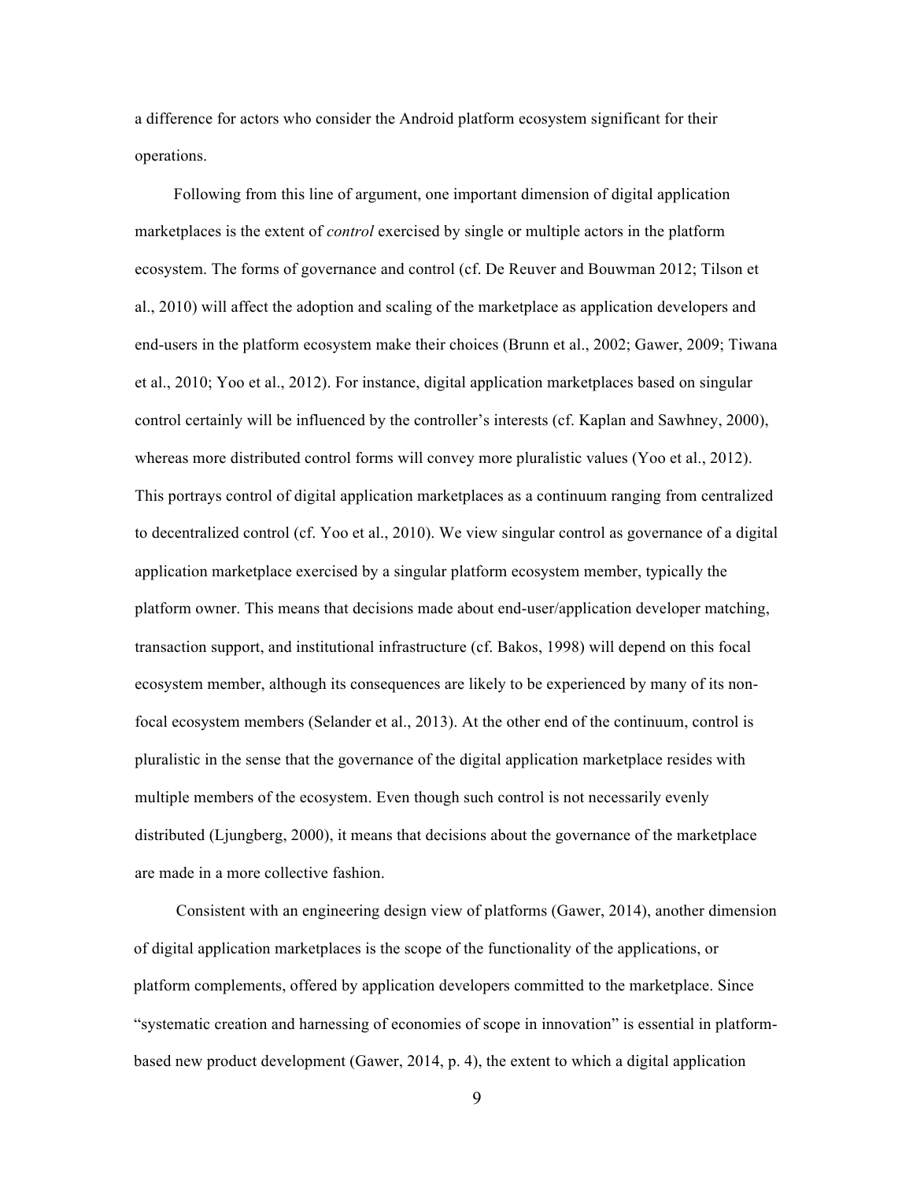a difference for actors who consider the Android platform ecosystem significant for their operations.

Following from this line of argument, one important dimension of digital application marketplaces is the extent of *control* exercised by single or multiple actors in the platform ecosystem. The forms of governance and control (cf. De Reuver and Bouwman 2012; Tilson et al., 2010) will affect the adoption and scaling of the marketplace as application developers and end-users in the platform ecosystem make their choices (Brunn et al., 2002; Gawer, 2009; Tiwana et al., 2010; Yoo et al., 2012). For instance, digital application marketplaces based on singular control certainly will be influenced by the controller's interests (cf. Kaplan and Sawhney, 2000), whereas more distributed control forms will convey more pluralistic values (Yoo et al., 2012). This portrays control of digital application marketplaces as a continuum ranging from centralized to decentralized control (cf. Yoo et al., 2010). We view singular control as governance of a digital application marketplace exercised by a singular platform ecosystem member, typically the platform owner. This means that decisions made about end-user/application developer matching, transaction support, and institutional infrastructure (cf. Bakos, 1998) will depend on this focal ecosystem member, although its consequences are likely to be experienced by many of its non-focal ecosystem members (Selander et al., 2013). At the other end of the continuum, control is pluralistic in the sense that the governance of the digital application marketplace resides with multiple members of the ecosystem. Even though such control is not necessarily evenly distributed (Ljungberg, 2000), it means that decisions about the governance of the marketplace are made in a more collective fashion.

Consistent with an engineering design view of platforms (Gawer, 2014), another dimension of digital application marketplaces is the scope of the functionality of the applications, or platform complements, offered by application developers committed to the marketplace. Since "systematic creation and harnessing of economies of scope in innovation" is essential in platform-based new product development (Gawer, 2014, p. 4), the extent to which a digital application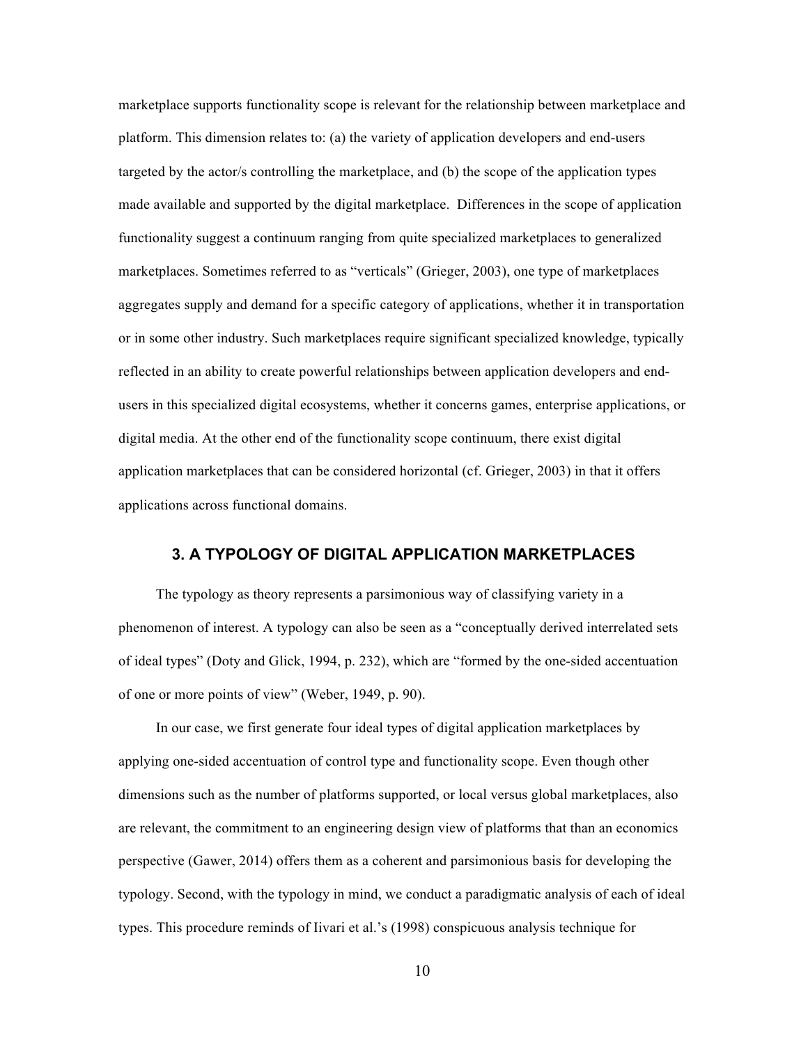marketplace supports functionality scope is relevant for the relationship between marketplace and platform. This dimension relates to: (a) the variety of application developers and end-users targeted by the actor/s controlling the marketplace, and (b) the scope of the application types made available and supported by the digital marketplace. Differences in the scope of application functionality suggest a continuum ranging from quite specialized marketplaces to generalized marketplaces. Sometimes referred to as "verticals" (Grieger, 2003), one type of marketplaces aggregates supply and demand for a specific category of applications, whether it in transportation or in some other industry. Such marketplaces require significant specialized knowledge, typically reflected in an ability to create powerful relationships between application developers and end-users in this specialized digital ecosystems, whether it concerns games, enterprise applications, or digital media. At the other end of the functionality scope continuum, there exist digital application marketplaces that can be considered horizontal (cf. Grieger, 2003) in that it offers applications across functional domains.

## 3. A TYPOLOGY OF DIGITAL APPLICATION MARKETPLACES

The typology as theory represents a parsimonious way of classifying variety in a phenomenon of interest. A typology can also be seen as a "conceptually derived interrelated sets of ideal types" (Doty and Glick, 1994, p. 232), which are "formed by the one-sided accentuation of one or more points of view" (Weber, 1949, p. 90).

In our case, we first generate four ideal types of digital application marketplaces by applying one-sided accentuation of control type and functionality scope. Even though other dimensions such as the number of platforms supported, or local versus global marketplaces, also are relevant, the commitment to an engineering design view of platforms that than an economics perspective (Gawer, 2014) offers them as a coherent and parsimonious basis for developing the typology. Second, with the typology in mind, we conduct a paradigmatic analysis of each of ideal types. This procedure reminds of Iivari et al.'s (1998) conspicuous analysis technique for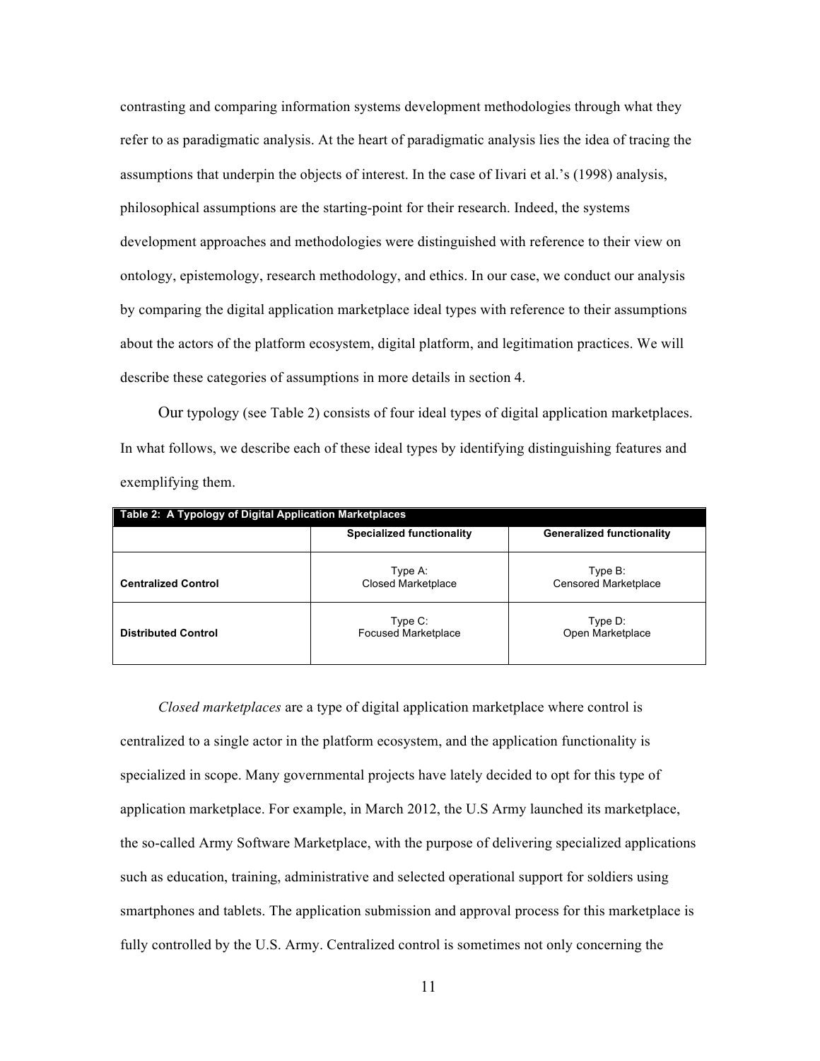contrasting and comparing information systems development methodologies through what they refer to as paradigmatic analysis. At the heart of paradigmatic analysis lies the idea of tracing the assumptions that underpin the objects of interest. In the case of Iivari et al.'s (1998) analysis, philosophical assumptions are the starting-point for their research. Indeed, the systems development approaches and methodologies were distinguished with reference to their view on ontology, epistemology, research methodology, and ethics. In our case, we conduct our analysis by comparing the digital application marketplace ideal types with reference to their assumptions about the actors of the platform ecosystem, digital platform, and legitimation practices. We will describe these categories of assumptions in more details in section 4.

Our typology (see Table 2) consists of four ideal types of digital application marketplaces. In what follows, we describe each of these ideal types by identifying distinguishing features and exemplifying them.

**Table 2: A Typology of Digital Application Marketplaces**

| | Specialized functionality | Generalized functionality |
|---|---|---|
| **Centralized Control** | Type A: Closed Marketplace | Type B: Censored Marketplace |
| **Distributed Control** | Type C: Focused Marketplace | Type D: Open Marketplace |

*Closed marketplaces* are a type of digital application marketplace where control is centralized to a single actor in the platform ecosystem, and the application functionality is specialized in scope. Many governmental projects have lately decided to opt for this type of application marketplace. For example, in March 2012, the U.S Army launched its marketplace, the so-called Army Software Marketplace, with the purpose of delivering specialized applications such as education, training, administrative and selected operational support for soldiers using smartphones and tablets. The application submission and approval process for this marketplace is fully controlled by the U.S. Army. Centralized control is sometimes not only concerning the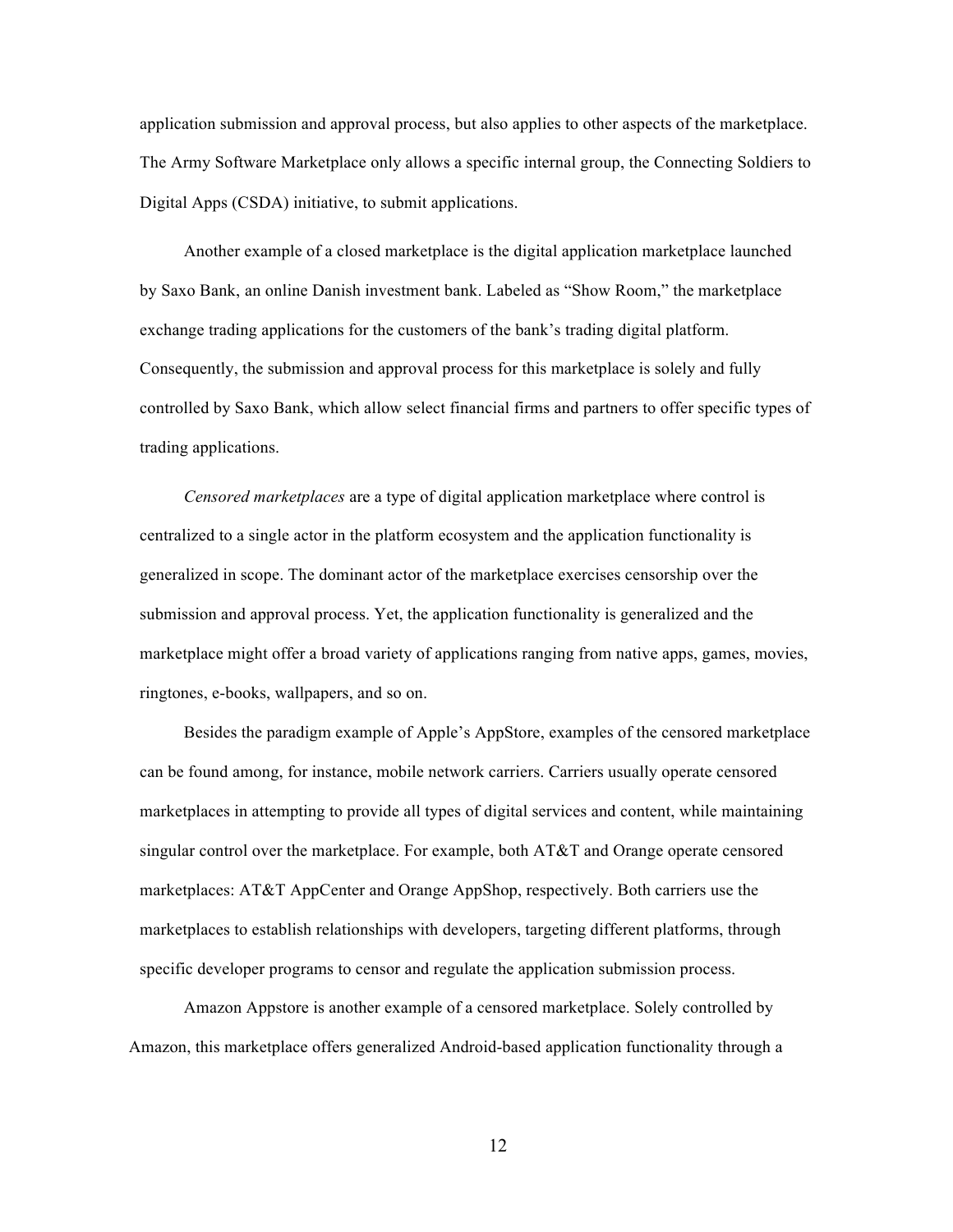application submission and approval process, but also applies to other aspects of the marketplace. The Army Software Marketplace only allows a specific internal group, the Connecting Soldiers to Digital Apps (CSDA) initiative, to submit applications.

Another example of a closed marketplace is the digital application marketplace launched by Saxo Bank, an online Danish investment bank. Labeled as "Show Room," the marketplace exchange trading applications for the customers of the bank's trading digital platform. Consequently, the submission and approval process for this marketplace is solely and fully controlled by Saxo Bank, which allow select financial firms and partners to offer specific types of trading applications.

*Censored marketplaces* are a type of digital application marketplace where control is centralized to a single actor in the platform ecosystem and the application functionality is generalized in scope. The dominant actor of the marketplace exercises censorship over the submission and approval process. Yet, the application functionality is generalized and the marketplace might offer a broad variety of applications ranging from native apps, games, movies, ringtones, e-books, wallpapers, and so on.

Besides the paradigm example of Apple's AppStore, examples of the censored marketplace can be found among, for instance, mobile network carriers. Carriers usually operate censored marketplaces in attempting to provide all types of digital services and content, while maintaining singular control over the marketplace. For example, both AT&T and Orange operate censored marketplaces: AT&T AppCenter and Orange AppShop, respectively. Both carriers use the marketplaces to establish relationships with developers, targeting different platforms, through specific developer programs to censor and regulate the application submission process.

Amazon Appstore is another example of a censored marketplace. Solely controlled by Amazon, this marketplace offers generalized Android-based application functionality through a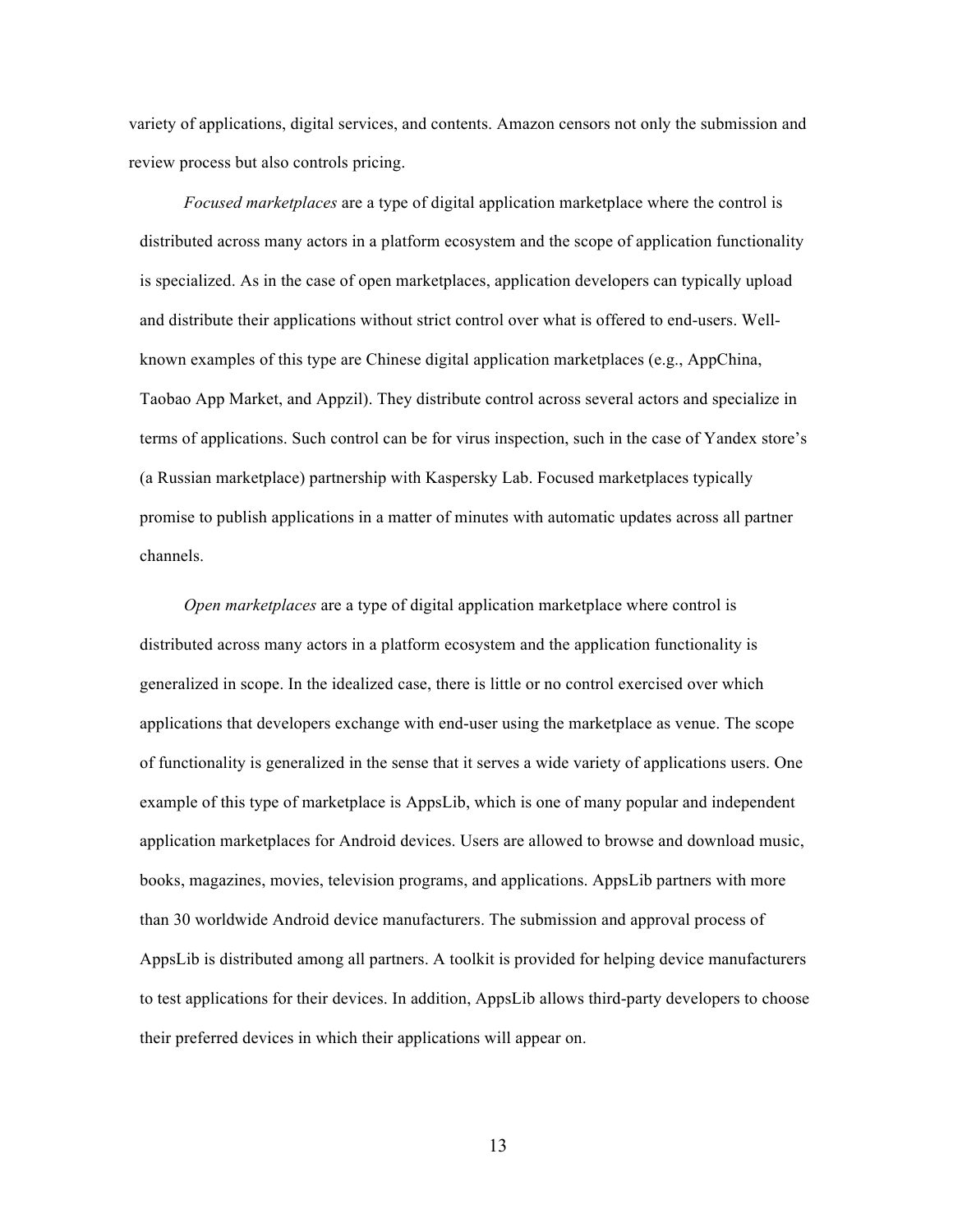variety of applications, digital services, and contents. Amazon censors not only the submission and review process but also controls pricing.

*Focused marketplaces* are a type of digital application marketplace where the control is distributed across many actors in a platform ecosystem and the scope of application functionality is specialized. As in the case of open marketplaces, application developers can typically upload and distribute their applications without strict control over what is offered to end-users. Well-known examples of this type are Chinese digital application marketplaces (e.g., AppChina, Taobao App Market, and Appzil). They distribute control across several actors and specialize in terms of applications. Such control can be for virus inspection, such in the case of Yandex store's (a Russian marketplace) partnership with Kaspersky Lab. Focused marketplaces typically promise to publish applications in a matter of minutes with automatic updates across all partner channels.

*Open marketplaces* are a type of digital application marketplace where control is distributed across many actors in a platform ecosystem and the application functionality is generalized in scope. In the idealized case, there is little or no control exercised over which applications that developers exchange with end-user using the marketplace as venue. The scope of functionality is generalized in the sense that it serves a wide variety of applications users. One example of this type of marketplace is AppsLib, which is one of many popular and independent application marketplaces for Android devices. Users are allowed to browse and download music, books, magazines, movies, television programs, and applications. AppsLib partners with more than 30 worldwide Android device manufacturers. The submission and approval process of AppsLib is distributed among all partners. A toolkit is provided for helping device manufacturers to test applications for their devices. In addition, AppsLib allows third-party developers to choose their preferred devices in which their applications will appear on.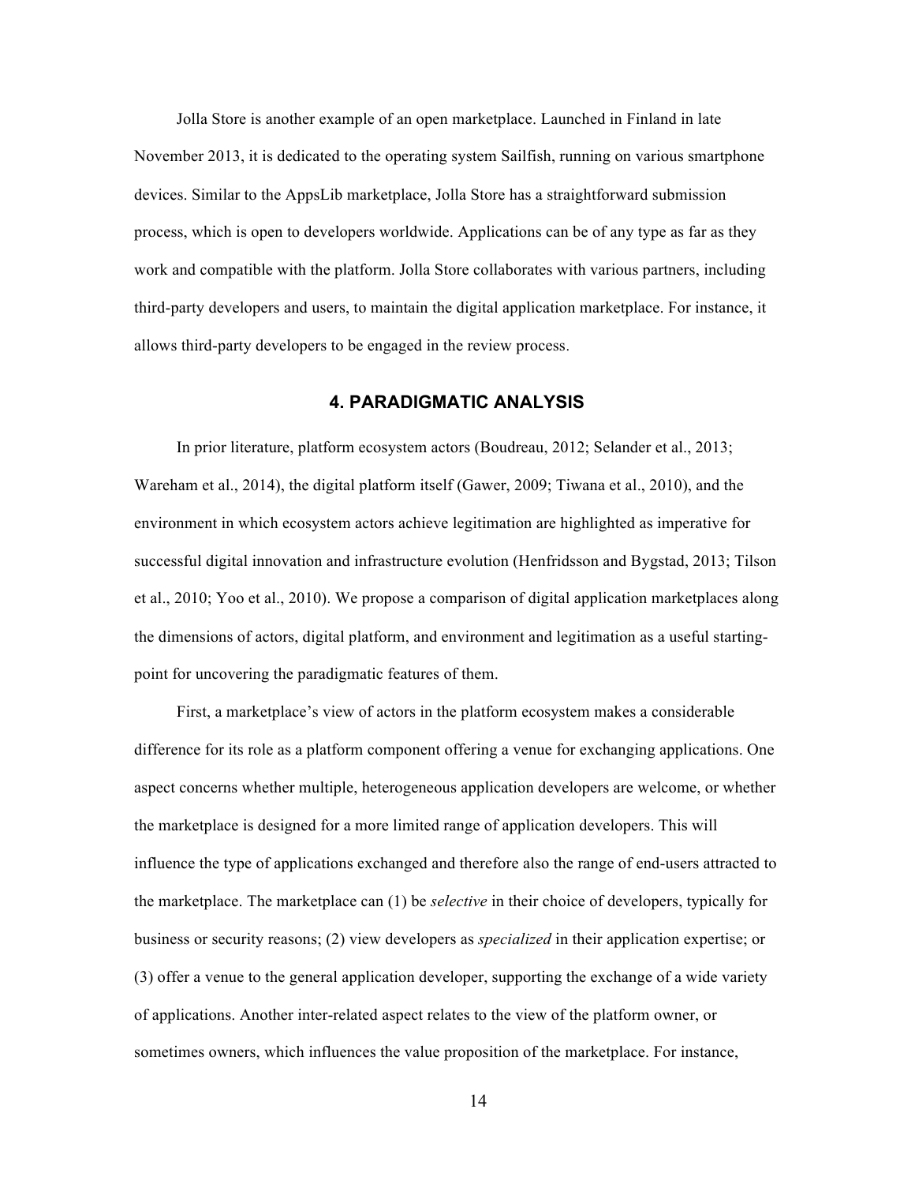Jolla Store is another example of an open marketplace. Launched in Finland in late November 2013, it is dedicated to the operating system Sailfish, running on various smartphone devices. Similar to the AppsLib marketplace, Jolla Store has a straightforward submission process, which is open to developers worldwide. Applications can be of any type as far as they work and compatible with the platform. Jolla Store collaborates with various partners, including third-party developers and users, to maintain the digital application marketplace. For instance, it allows third-party developers to be engaged in the review process.

## 4. PARADIGMATIC ANALYSIS

In prior literature, platform ecosystem actors (Boudreau, 2012; Selander et al., 2013; Wareham et al., 2014), the digital platform itself (Gawer, 2009; Tiwana et al., 2010), and the environment in which ecosystem actors achieve legitimation are highlighted as imperative for successful digital innovation and infrastructure evolution (Henfridsson and Bygstad, 2013; Tilson et al., 2010; Yoo et al., 2010). We propose a comparison of digital application marketplaces along the dimensions of actors, digital platform, and environment and legitimation as a useful starting-point for uncovering the paradigmatic features of them.

First, a marketplace's view of actors in the platform ecosystem makes a considerable difference for its role as a platform component offering a venue for exchanging applications. One aspect concerns whether multiple, heterogeneous application developers are welcome, or whether the marketplace is designed for a more limited range of application developers. This will influence the type of applications exchanged and therefore also the range of end-users attracted to the marketplace. The marketplace can (1) be *selective* in their choice of developers, typically for business or security reasons; (2) view developers as *specialized* in their application expertise; or (3) offer a venue to the general application developer, supporting the exchange of a wide variety of applications. Another inter-related aspect relates to the view of the platform owner, or sometimes owners, which influences the value proposition of the marketplace. For instance,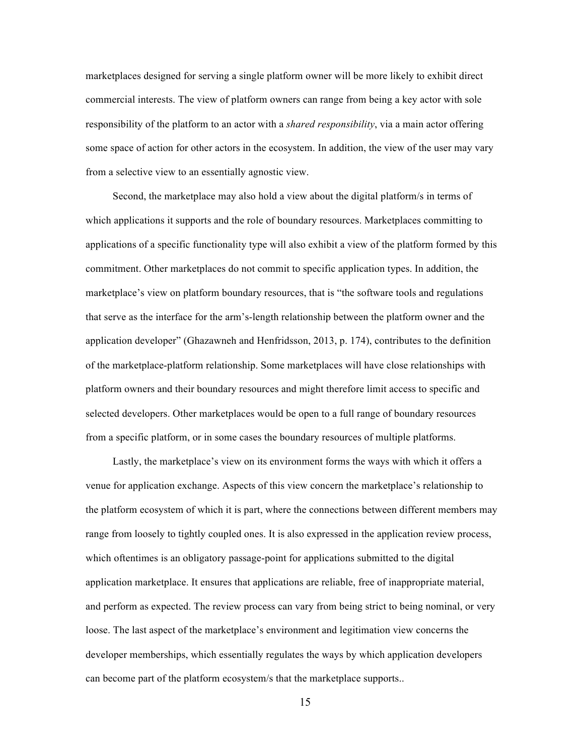marketplaces designed for serving a single platform owner will be more likely to exhibit direct commercial interests. The view of platform owners can range from being a key actor with sole responsibility of the platform to an actor with a *shared responsibility*, via a main actor offering some space of action for other actors in the ecosystem. In addition, the view of the user may vary from a selective view to an essentially agnostic view.

Second, the marketplace may also hold a view about the digital platform/s in terms of which applications it supports and the role of boundary resources. Marketplaces committing to applications of a specific functionality type will also exhibit a view of the platform formed by this commitment. Other marketplaces do not commit to specific application types. In addition, the marketplace's view on platform boundary resources, that is "the software tools and regulations that serve as the interface for the arm's-length relationship between the platform owner and the application developer" (Ghazawneh and Henfridsson, 2013, p. 174), contributes to the definition of the marketplace-platform relationship. Some marketplaces will have close relationships with platform owners and their boundary resources and might therefore limit access to specific and selected developers. Other marketplaces would be open to a full range of boundary resources from a specific platform, or in some cases the boundary resources of multiple platforms.

Lastly, the marketplace's view on its environment forms the ways with which it offers a venue for application exchange. Aspects of this view concern the marketplace's relationship to the platform ecosystem of which it is part, where the connections between different members may range from loosely to tightly coupled ones. It is also expressed in the application review process, which oftentimes is an obligatory passage-point for applications submitted to the digital application marketplace. It ensures that applications are reliable, free of inappropriate material, and perform as expected. The review process can vary from being strict to being nominal, or very loose. The last aspect of the marketplace's environment and legitimation view concerns the developer memberships, which essentially regulates the ways by which application developers can become part of the platform ecosystem/s that the marketplace supports..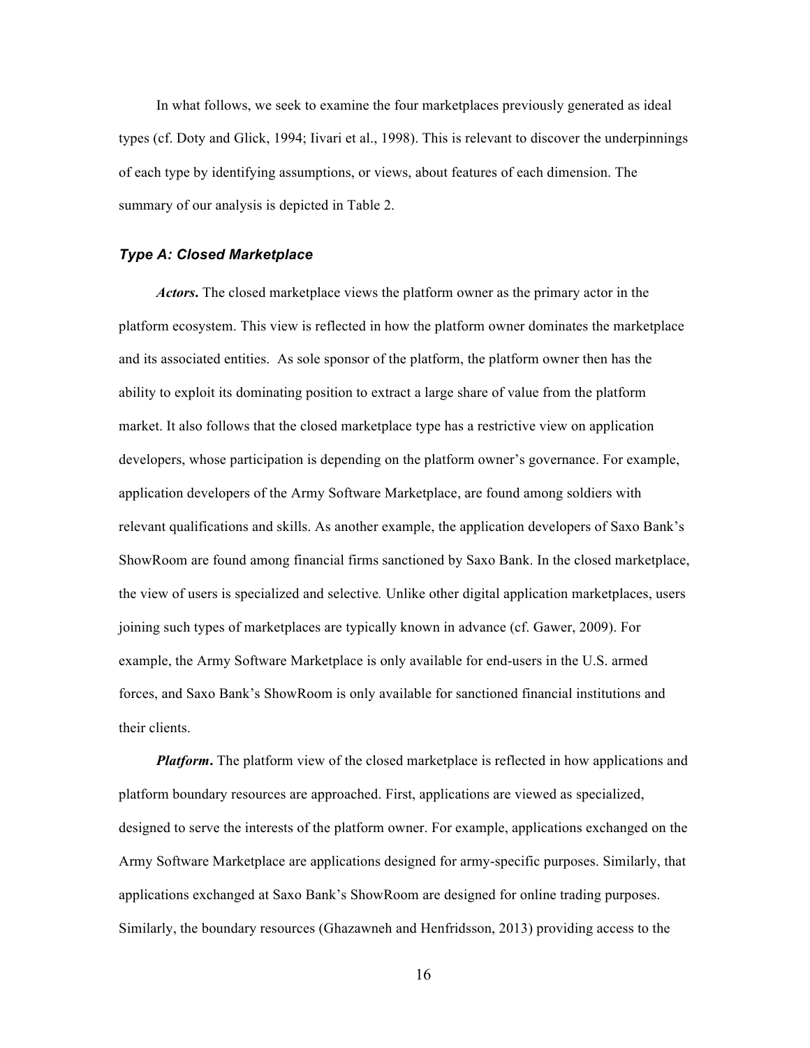In what follows, we seek to examine the four marketplaces previously generated as ideal types (cf. Doty and Glick, 1994; Iivari et al., 1998). This is relevant to discover the underpinnings of each type by identifying assumptions, or views, about features of each dimension. The summary of our analysis is depicted in Table 2.

### *Type A: Closed Marketplace*

***Actors*.** The closed marketplace views the platform owner as the primary actor in the platform ecosystem. This view is reflected in how the platform owner dominates the marketplace and its associated entities. As sole sponsor of the platform, the platform owner then has the ability to exploit its dominating position to extract a large share of value from the platform market. It also follows that the closed marketplace type has a restrictive view on application developers, whose participation is depending on the platform owner's governance. For example, application developers of the Army Software Marketplace, are found among soldiers with relevant qualifications and skills. As another example, the application developers of Saxo Bank's ShowRoom are found among financial firms sanctioned by Saxo Bank. In the closed marketplace, the view of users is specialized and selective*.* Unlike other digital application marketplaces, users joining such types of marketplaces are typically known in advance (cf. Gawer, 2009). For example, the Army Software Marketplace is only available for end-users in the U.S. armed forces, and Saxo Bank's ShowRoom is only available for sanctioned financial institutions and their clients.

***Platform*.** The platform view of the closed marketplace is reflected in how applications and platform boundary resources are approached. First, applications are viewed as specialized, designed to serve the interests of the platform owner. For example, applications exchanged on the Army Software Marketplace are applications designed for army-specific purposes. Similarly, that applications exchanged at Saxo Bank's ShowRoom are designed for online trading purposes. Similarly, the boundary resources (Ghazawneh and Henfridsson, 2013) providing access to the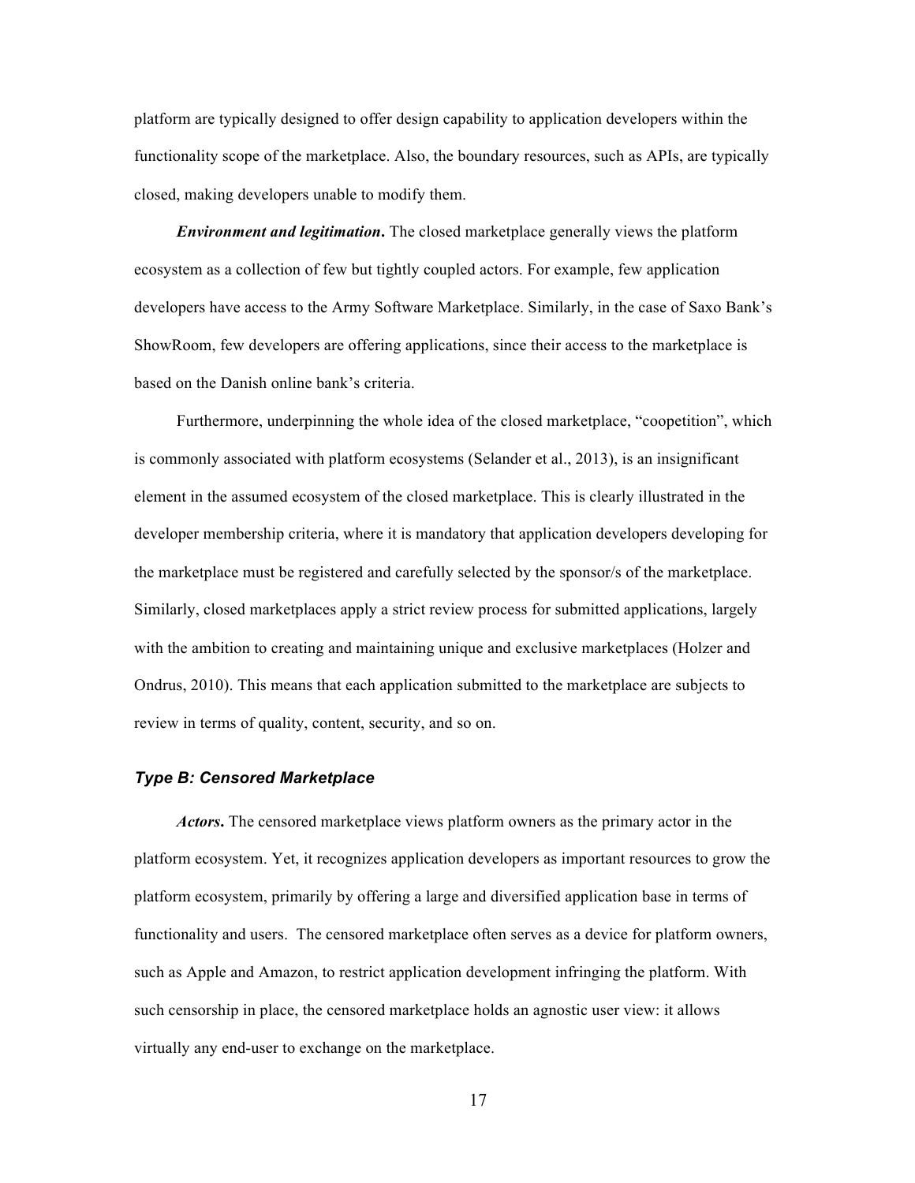platform are typically designed to offer design capability to application developers within the functionality scope of the marketplace. Also, the boundary resources, such as APIs, are typically closed, making developers unable to modify them.

***Environment and legitimation*.** The closed marketplace generally views the platform ecosystem as a collection of few but tightly coupled actors. For example, few application developers have access to the Army Software Marketplace. Similarly, in the case of Saxo Bank's ShowRoom, few developers are offering applications, since their access to the marketplace is based on the Danish online bank's criteria.

Furthermore, underpinning the whole idea of the closed marketplace, "coopetition", which is commonly associated with platform ecosystems (Selander et al., 2013), is an insignificant element in the assumed ecosystem of the closed marketplace. This is clearly illustrated in the developer membership criteria, where it is mandatory that application developers developing for the marketplace must be registered and carefully selected by the sponsor/s of the marketplace. Similarly, closed marketplaces apply a strict review process for submitted applications, largely with the ambition to creating and maintaining unique and exclusive marketplaces (Holzer and Ondrus, 2010). This means that each application submitted to the marketplace are subjects to review in terms of quality, content, security, and so on.

### *Type B: Censored Marketplace*

***Actors*.** The censored marketplace views platform owners as the primary actor in the platform ecosystem. Yet, it recognizes application developers as important resources to grow the platform ecosystem, primarily by offering a large and diversified application base in terms of functionality and users. The censored marketplace often serves as a device for platform owners, such as Apple and Amazon, to restrict application development infringing the platform. With such censorship in place, the censored marketplace holds an agnostic user view: it allows virtually any end-user to exchange on the marketplace.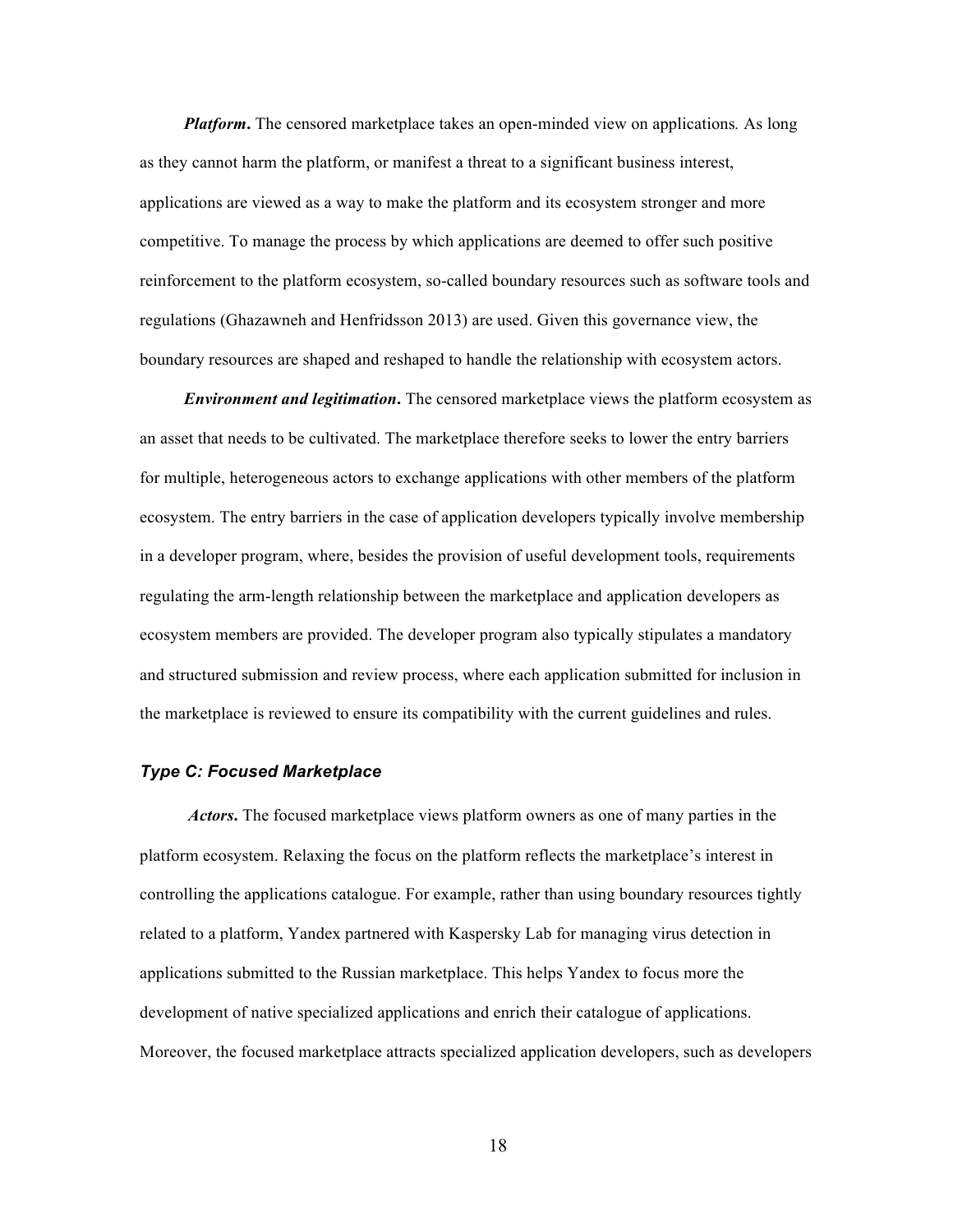***Platform*.** The censored marketplace takes an open-minded view on applications*.* As long as they cannot harm the platform, or manifest a threat to a significant business interest, applications are viewed as a way to make the platform and its ecosystem stronger and more competitive. To manage the process by which applications are deemed to offer such positive reinforcement to the platform ecosystem, so-called boundary resources such as software tools and regulations (Ghazawneh and Henfridsson 2013) are used. Given this governance view, the boundary resources are shaped and reshaped to handle the relationship with ecosystem actors.

***Environment and legitimation*.** The censored marketplace views the platform ecosystem as an asset that needs to be cultivated. The marketplace therefore seeks to lower the entry barriers for multiple, heterogeneous actors to exchange applications with other members of the platform ecosystem. The entry barriers in the case of application developers typically involve membership in a developer program, where, besides the provision of useful development tools, requirements regulating the arm-length relationship between the marketplace and application developers as ecosystem members are provided. The developer program also typically stipulates a mandatory and structured submission and review process, where each application submitted for inclusion in the marketplace is reviewed to ensure its compatibility with the current guidelines and rules.

### *Type C: Focused Marketplace*

***Actors*.** The focused marketplace views platform owners as one of many parties in the platform ecosystem. Relaxing the focus on the platform reflects the marketplace's interest in controlling the applications catalogue. For example, rather than using boundary resources tightly related to a platform, Yandex partnered with Kaspersky Lab for managing virus detection in applications submitted to the Russian marketplace. This helps Yandex to focus more the development of native specialized applications and enrich their catalogue of applications. Moreover, the focused marketplace attracts specialized application developers, such as developers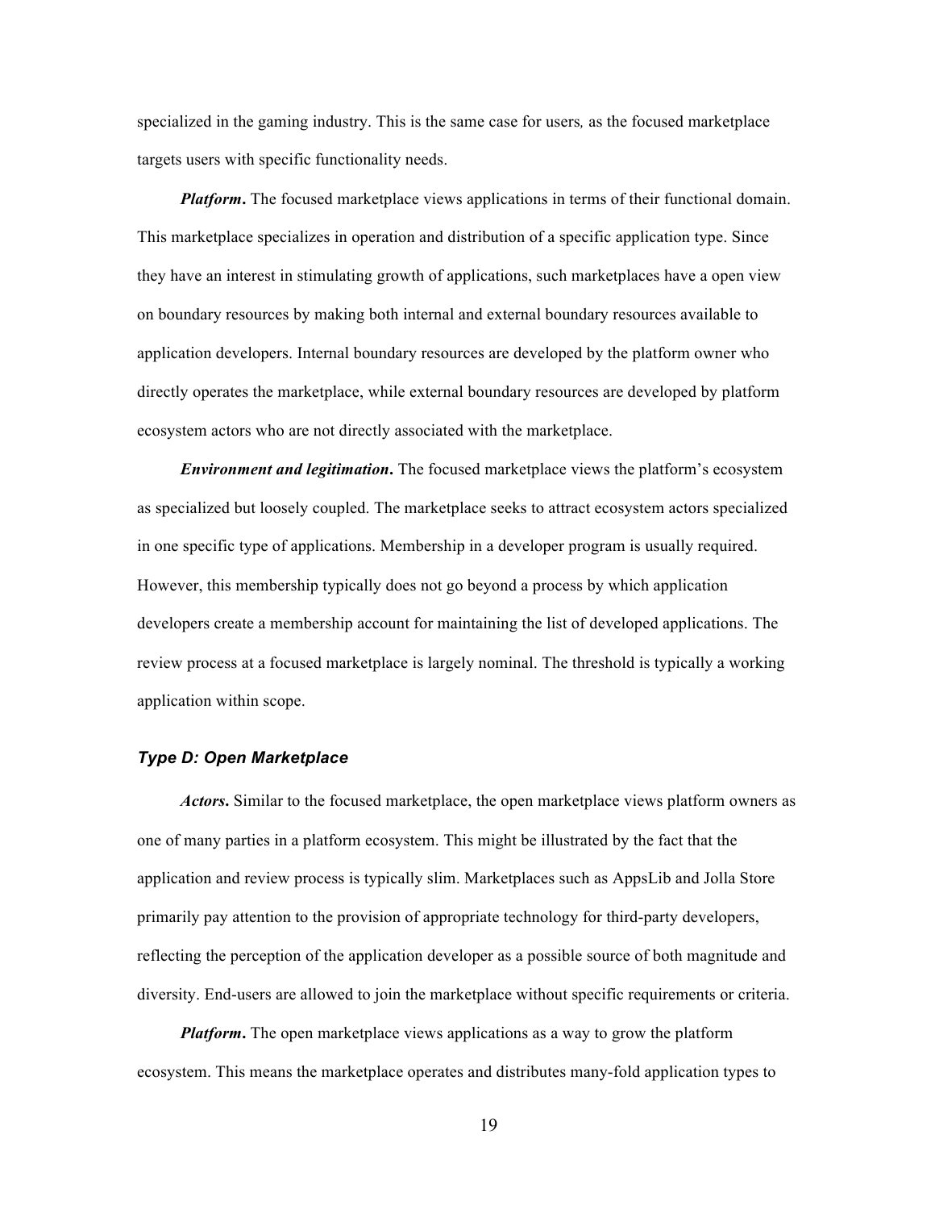specialized in the gaming industry. This is the same case for users*,* as the focused marketplace targets users with specific functionality needs.

***Platform*****.** The focused marketplace views applications in terms of their functional domain. This marketplace specializes in operation and distribution of a specific application type. Since they have an interest in stimulating growth of applications, such marketplaces have a open view on boundary resources by making both internal and external boundary resources available to application developers. Internal boundary resources are developed by the platform owner who directly operates the marketplace, while external boundary resources are developed by platform ecosystem actors who are not directly associated with the marketplace.

***Environment and legitimation*****.** The focused marketplace views the platform's ecosystem as specialized but loosely coupled. The marketplace seeks to attract ecosystem actors specialized in one specific type of applications. Membership in a developer program is usually required. However, this membership typically does not go beyond a process by which application developers create a membership account for maintaining the list of developed applications. The review process at a focused marketplace is largely nominal. The threshold is typically a working application within scope.

### *Type D: Open Marketplace*

***Actors*****.** Similar to the focused marketplace, the open marketplace views platform owners as one of many parties in a platform ecosystem. This might be illustrated by the fact that the application and review process is typically slim. Marketplaces such as AppsLib and Jolla Store primarily pay attention to the provision of appropriate technology for third-party developers, reflecting the perception of the application developer as a possible source of both magnitude and diversity. End-users are allowed to join the marketplace without specific requirements or criteria.

***Platform*****.** The open marketplace views applications as a way to grow the platform ecosystem. This means the marketplace operates and distributes many-fold application types to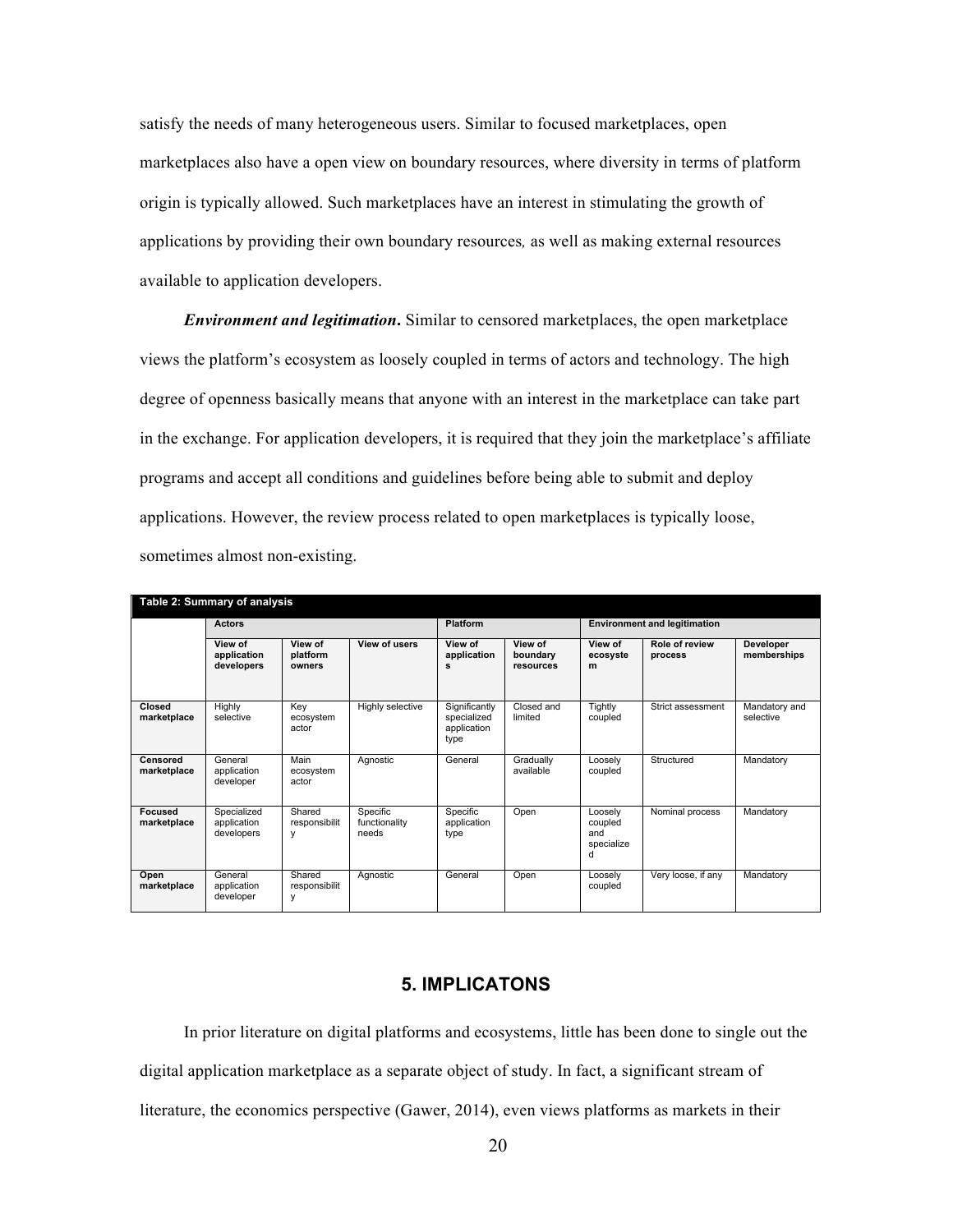satisfy the needs of many heterogeneous users. Similar to focused marketplaces, open marketplaces also have a open view on boundary resources, where diversity in terms of platform origin is typically allowed. Such marketplaces have an interest in stimulating the growth of applications by providing their own boundary resources*,* as well as making external resources available to application developers.

***Environment and legitimation***. Similar to censored marketplaces, the open marketplace views the platform's ecosystem as loosely coupled in terms of actors and technology. The high degree of openness basically means that anyone with an interest in the marketplace can take part in the exchange. For application developers, it is required that they join the marketplace's affiliate programs and accept all conditions and guidelines before being able to submit and deploy applications. However, the review process related to open marketplaces is typically loose, sometimes almost non-existing.

**Table 2: Summary of analysis**

| | Actors | | | Platform | | Environment and legitimation | | |
|---|---|---|---|---|---|---|---|---|
| | View of application developers | View of platform owners | View of users | View of applications | View of boundary resources | View of ecosystem | Role of review process | Developer memberships |
| **Closed marketplace** | Highly selective | Key ecosystem actor | Highly selective | Significantly specialized application type | Closed and limited | Tightly coupled | Strict assessment | Mandatory and selective |
| **Censored marketplace** | General application developer | Main ecosystem actor | Agnostic | General | Gradually available | Loosely coupled | Structured | Mandatory |
| **Focused marketplace** | Specialized application developers | Shared responsibility | Specific functionality needs | Specific application type | Open | Loosely coupled and specialized | Nominal process | Mandatory |
| **Open marketplace** | General application developer | Shared responsibility | Agnostic | General | Open | Loosely coupled | Very loose, if any | Mandatory |

## 5. IMPLICATONS

In prior literature on digital platforms and ecosystems, little has been done to single out the digital application marketplace as a separate object of study. In fact, a significant stream of literature, the economics perspective (Gawer, 2014), even views platforms as markets in their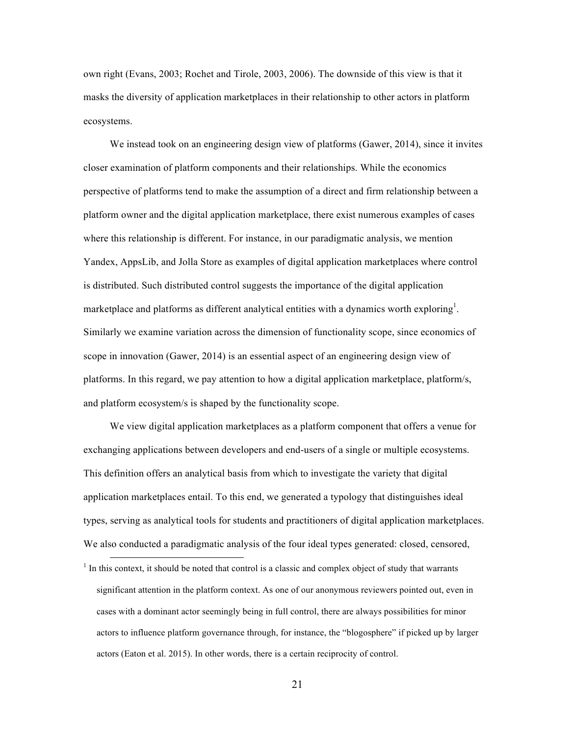own right (Evans, 2003; Rochet and Tirole, 2003, 2006). The downside of this view is that it masks the diversity of application marketplaces in their relationship to other actors in platform ecosystems.

We instead took on an engineering design view of platforms (Gawer, 2014), since it invites closer examination of platform components and their relationships. While the economics perspective of platforms tend to make the assumption of a direct and firm relationship between a platform owner and the digital application marketplace, there exist numerous examples of cases where this relationship is different. For instance, in our paradigmatic analysis, we mention Yandex, AppsLib, and Jolla Store as examples of digital application marketplaces where control is distributed. Such distributed control suggests the importance of the digital application marketplace and platforms as different analytical entities with a dynamics worth exploring[1]. Similarly we examine variation across the dimension of functionality scope, since economics of scope in innovation (Gawer, 2014) is an essential aspect of an engineering design view of platforms. In this regard, we pay attention to how a digital application marketplace, platform/s, and platform ecosystem/s is shaped by the functionality scope.

We view digital application marketplaces as a platform component that offers a venue for exchanging applications between developers and end-users of a single or multiple ecosystems. This definition offers an analytical basis from which to investigate the variety that digital application marketplaces entail. To this end, we generated a typology that distinguishes ideal types, serving as analytical tools for students and practitioners of digital application marketplaces. We also conducted a paradigmatic analysis of the four ideal types generated: closed, censored,

[1] In this context, it should be noted that control is a classic and complex object of study that warrants significant attention in the platform context. As one of our anonymous reviewers pointed out, even in cases with a dominant actor seemingly being in full control, there are always possibilities for minor actors to influence platform governance through, for instance, the "blogosphere" if picked up by larger actors (Eaton et al. 2015). In other words, there is a certain reciprocity of control.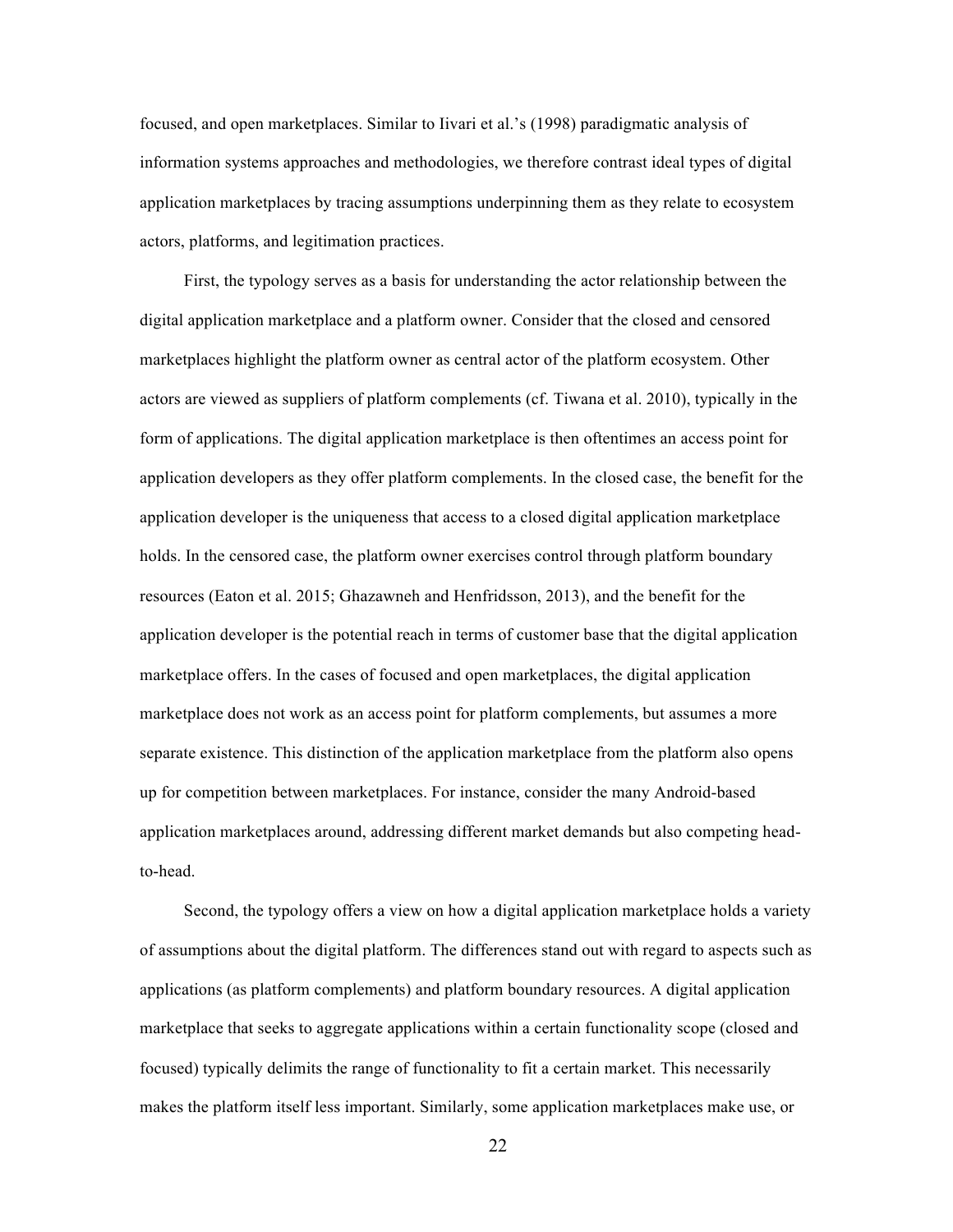focused, and open marketplaces. Similar to Iivari et al.'s (1998) paradigmatic analysis of information systems approaches and methodologies, we therefore contrast ideal types of digital application marketplaces by tracing assumptions underpinning them as they relate to ecosystem actors, platforms, and legitimation practices.

First, the typology serves as a basis for understanding the actor relationship between the digital application marketplace and a platform owner. Consider that the closed and censored marketplaces highlight the platform owner as central actor of the platform ecosystem. Other actors are viewed as suppliers of platform complements (cf. Tiwana et al. 2010), typically in the form of applications. The digital application marketplace is then oftentimes an access point for application developers as they offer platform complements. In the closed case, the benefit for the application developer is the uniqueness that access to a closed digital application marketplace holds. In the censored case, the platform owner exercises control through platform boundary resources (Eaton et al. 2015; Ghazawneh and Henfridsson, 2013), and the benefit for the application developer is the potential reach in terms of customer base that the digital application marketplace offers. In the cases of focused and open marketplaces, the digital application marketplace does not work as an access point for platform complements, but assumes a more separate existence. This distinction of the application marketplace from the platform also opens up for competition between marketplaces. For instance, consider the many Android-based application marketplaces around, addressing different market demands but also competing head-to-head.

Second, the typology offers a view on how a digital application marketplace holds a variety of assumptions about the digital platform. The differences stand out with regard to aspects such as applications (as platform complements) and platform boundary resources. A digital application marketplace that seeks to aggregate applications within a certain functionality scope (closed and focused) typically delimits the range of functionality to fit a certain market. This necessarily makes the platform itself less important. Similarly, some application marketplaces make use, or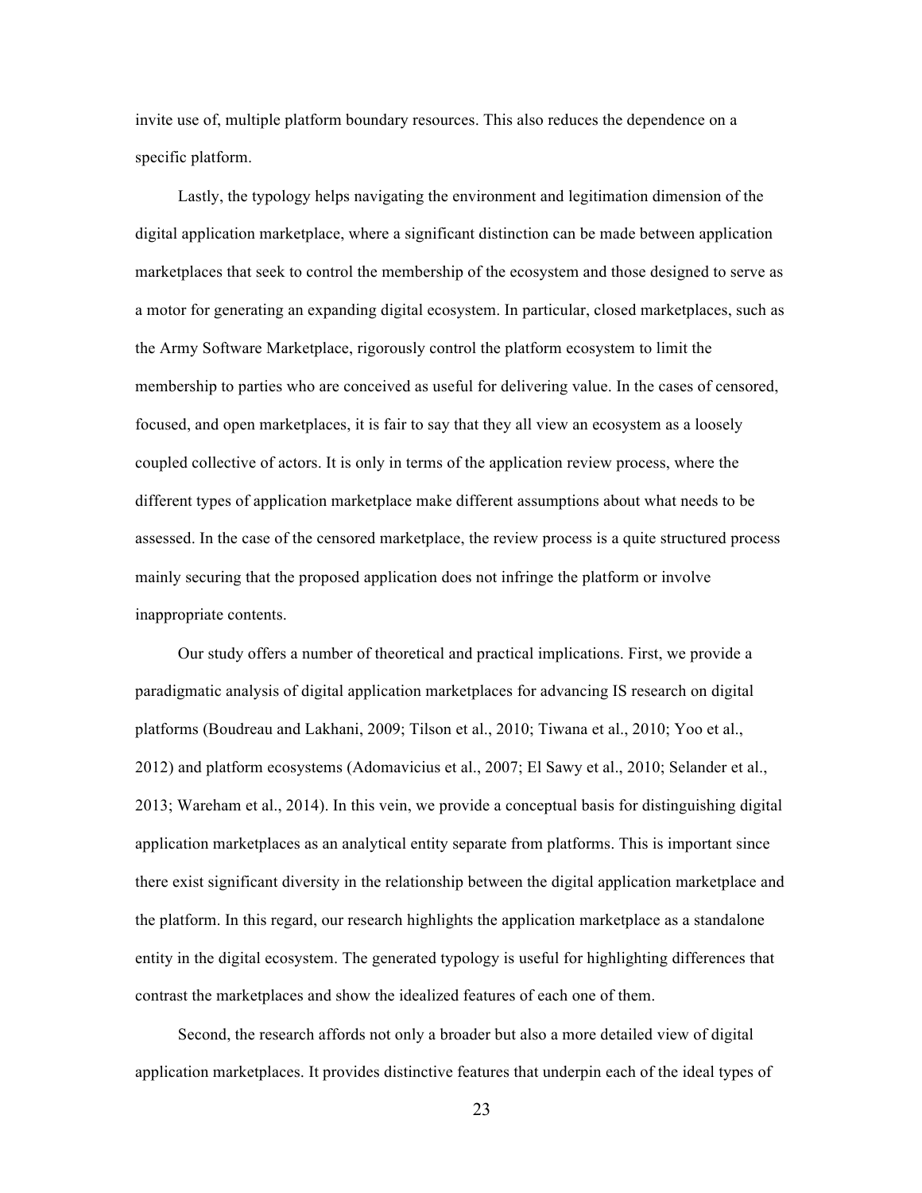invite use of, multiple platform boundary resources. This also reduces the dependence on a specific platform.

Lastly, the typology helps navigating the environment and legitimation dimension of the digital application marketplace, where a significant distinction can be made between application marketplaces that seek to control the membership of the ecosystem and those designed to serve as a motor for generating an expanding digital ecosystem. In particular, closed marketplaces, such as the Army Software Marketplace, rigorously control the platform ecosystem to limit the membership to parties who are conceived as useful for delivering value. In the cases of censored, focused, and open marketplaces, it is fair to say that they all view an ecosystem as a loosely coupled collective of actors. It is only in terms of the application review process, where the different types of application marketplace make different assumptions about what needs to be assessed. In the case of the censored marketplace, the review process is a quite structured process mainly securing that the proposed application does not infringe the platform or involve inappropriate contents.

Our study offers a number of theoretical and practical implications. First, we provide a paradigmatic analysis of digital application marketplaces for advancing IS research on digital platforms (Boudreau and Lakhani, 2009; Tilson et al., 2010; Tiwana et al., 2010; Yoo et al., 2012) and platform ecosystems (Adomavicius et al., 2007; El Sawy et al., 2010; Selander et al., 2013; Wareham et al., 2014). In this vein, we provide a conceptual basis for distinguishing digital application marketplaces as an analytical entity separate from platforms. This is important since there exist significant diversity in the relationship between the digital application marketplace and the platform. In this regard, our research highlights the application marketplace as a standalone entity in the digital ecosystem. The generated typology is useful for highlighting differences that contrast the marketplaces and show the idealized features of each one of them.

Second, the research affords not only a broader but also a more detailed view of digital application marketplaces. It provides distinctive features that underpin each of the ideal types of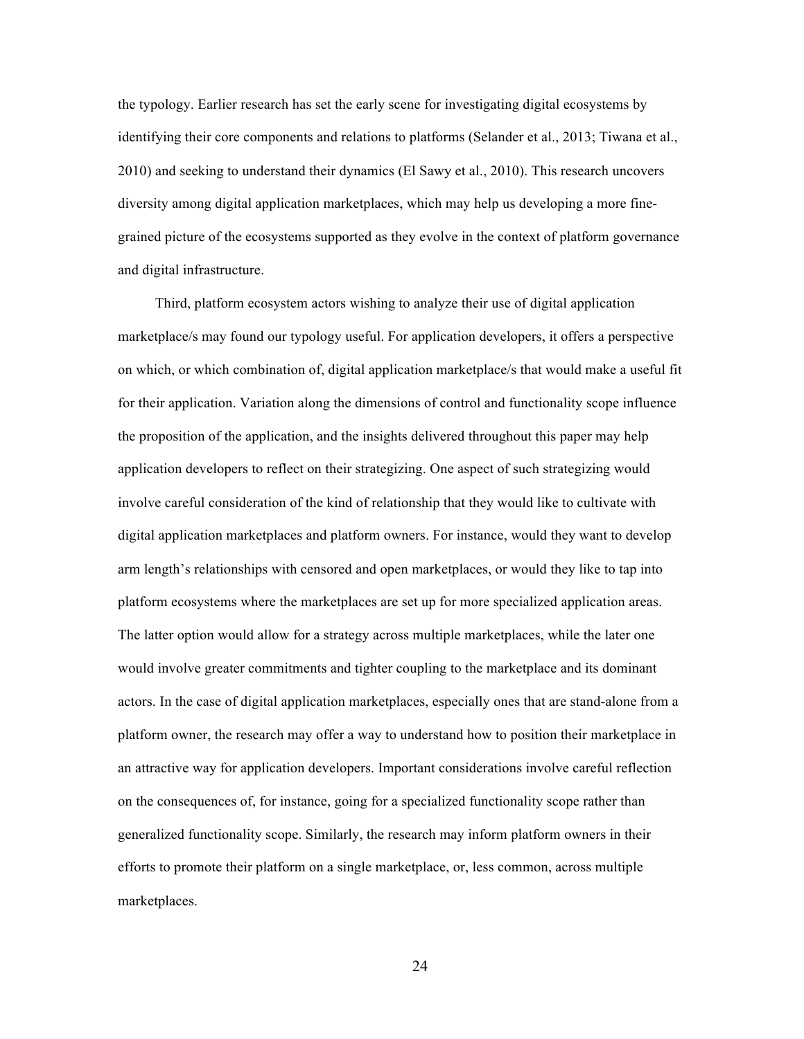the typology. Earlier research has set the early scene for investigating digital ecosystems by identifying their core components and relations to platforms (Selander et al., 2013; Tiwana et al., 2010) and seeking to understand their dynamics (El Sawy et al., 2010). This research uncovers diversity among digital application marketplaces, which may help us developing a more fine-grained picture of the ecosystems supported as they evolve in the context of platform governance and digital infrastructure.

Third, platform ecosystem actors wishing to analyze their use of digital application marketplace/s may found our typology useful. For application developers, it offers a perspective on which, or which combination of, digital application marketplace/s that would make a useful fit for their application. Variation along the dimensions of control and functionality scope influence the proposition of the application, and the insights delivered throughout this paper may help application developers to reflect on their strategizing. One aspect of such strategizing would involve careful consideration of the kind of relationship that they would like to cultivate with digital application marketplaces and platform owners. For instance, would they want to develop arm length's relationships with censored and open marketplaces, or would they like to tap into platform ecosystems where the marketplaces are set up for more specialized application areas. The latter option would allow for a strategy across multiple marketplaces, while the later one would involve greater commitments and tighter coupling to the marketplace and its dominant actors. In the case of digital application marketplaces, especially ones that are stand-alone from a platform owner, the research may offer a way to understand how to position their marketplace in an attractive way for application developers. Important considerations involve careful reflection on the consequences of, for instance, going for a specialized functionality scope rather than generalized functionality scope. Similarly, the research may inform platform owners in their efforts to promote their platform on a single marketplace, or, less common, across multiple marketplaces.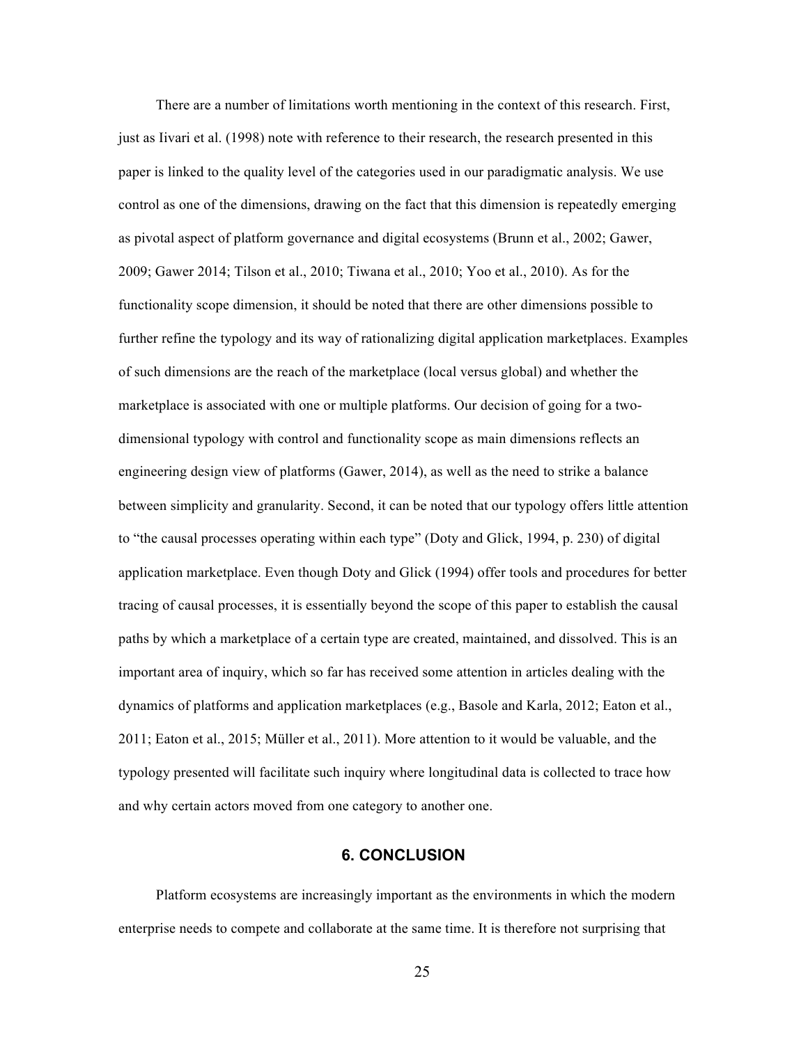There are a number of limitations worth mentioning in the context of this research. First, just as Iivari et al. (1998) note with reference to their research, the research presented in this paper is linked to the quality level of the categories used in our paradigmatic analysis. We use control as one of the dimensions, drawing on the fact that this dimension is repeatedly emerging as pivotal aspect of platform governance and digital ecosystems (Brunn et al., 2002; Gawer, 2009; Gawer 2014; Tilson et al., 2010; Tiwana et al., 2010; Yoo et al., 2010). As for the functionality scope dimension, it should be noted that there are other dimensions possible to further refine the typology and its way of rationalizing digital application marketplaces. Examples of such dimensions are the reach of the marketplace (local versus global) and whether the marketplace is associated with one or multiple platforms. Our decision of going for a two-dimensional typology with control and functionality scope as main dimensions reflects an engineering design view of platforms (Gawer, 2014), as well as the need to strike a balance between simplicity and granularity. Second, it can be noted that our typology offers little attention to "the causal processes operating within each type" (Doty and Glick, 1994, p. 230) of digital application marketplace. Even though Doty and Glick (1994) offer tools and procedures for better tracing of causal processes, it is essentially beyond the scope of this paper to establish the causal paths by which a marketplace of a certain type are created, maintained, and dissolved. This is an important area of inquiry, which so far has received some attention in articles dealing with the dynamics of platforms and application marketplaces (e.g., Basole and Karla, 2012; Eaton et al., 2011; Eaton et al., 2015; Müller et al., 2011). More attention to it would be valuable, and the typology presented will facilitate such inquiry where longitudinal data is collected to trace how and why certain actors moved from one category to another one.

## 6. CONCLUSION

Platform ecosystems are increasingly important as the environments in which the modern enterprise needs to compete and collaborate at the same time. It is therefore not surprising that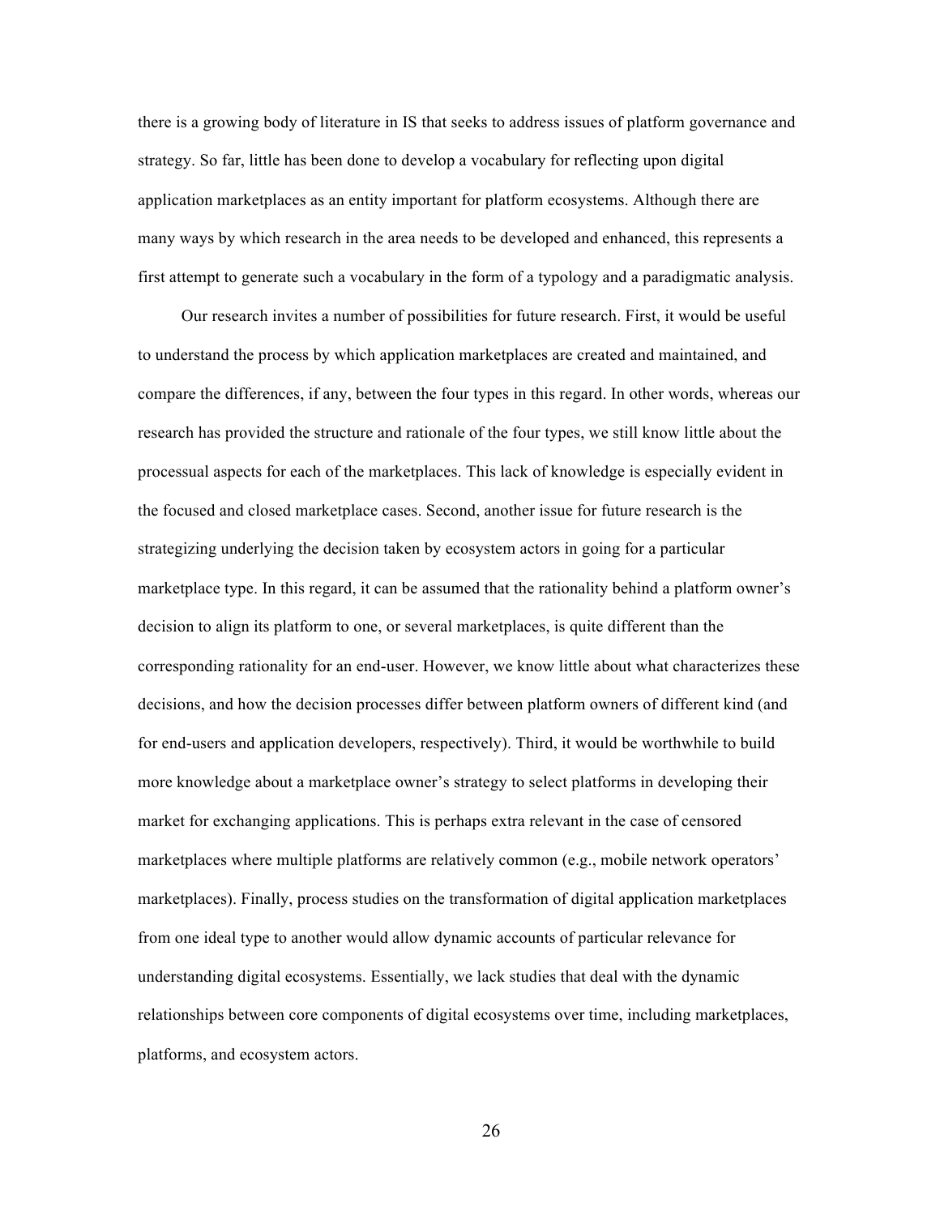there is a growing body of literature in IS that seeks to address issues of platform governance and strategy. So far, little has been done to develop a vocabulary for reflecting upon digital application marketplaces as an entity important for platform ecosystems. Although there are many ways by which research in the area needs to be developed and enhanced, this represents a first attempt to generate such a vocabulary in the form of a typology and a paradigmatic analysis.

Our research invites a number of possibilities for future research. First, it would be useful to understand the process by which application marketplaces are created and maintained, and compare the differences, if any, between the four types in this regard. In other words, whereas our research has provided the structure and rationale of the four types, we still know little about the processual aspects for each of the marketplaces. This lack of knowledge is especially evident in the focused and closed marketplace cases. Second, another issue for future research is the strategizing underlying the decision taken by ecosystem actors in going for a particular marketplace type. In this regard, it can be assumed that the rationality behind a platform owner's decision to align its platform to one, or several marketplaces, is quite different than the corresponding rationality for an end-user. However, we know little about what characterizes these decisions, and how the decision processes differ between platform owners of different kind (and for end-users and application developers, respectively). Third, it would be worthwhile to build more knowledge about a marketplace owner's strategy to select platforms in developing their market for exchanging applications. This is perhaps extra relevant in the case of censored marketplaces where multiple platforms are relatively common (e.g., mobile network operators' marketplaces). Finally, process studies on the transformation of digital application marketplaces from one ideal type to another would allow dynamic accounts of particular relevance for understanding digital ecosystems. Essentially, we lack studies that deal with the dynamic relationships between core components of digital ecosystems over time, including marketplaces, platforms, and ecosystem actors.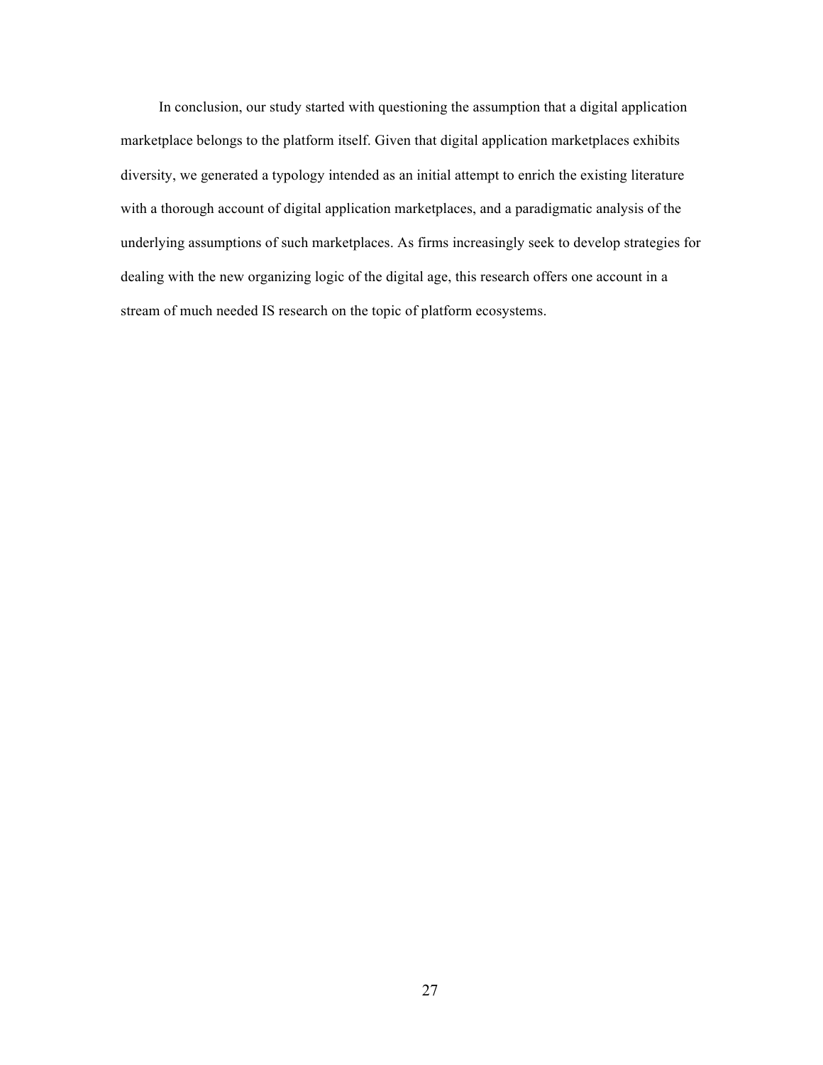In conclusion, our study started with questioning the assumption that a digital application marketplace belongs to the platform itself. Given that digital application marketplaces exhibits diversity, we generated a typology intended as an initial attempt to enrich the existing literature with a thorough account of digital application marketplaces, and a paradigmatic analysis of the underlying assumptions of such marketplaces. As firms increasingly seek to develop strategies for dealing with the new organizing logic of the digital age, this research offers one account in a stream of much needed IS research on the topic of platform ecosystems.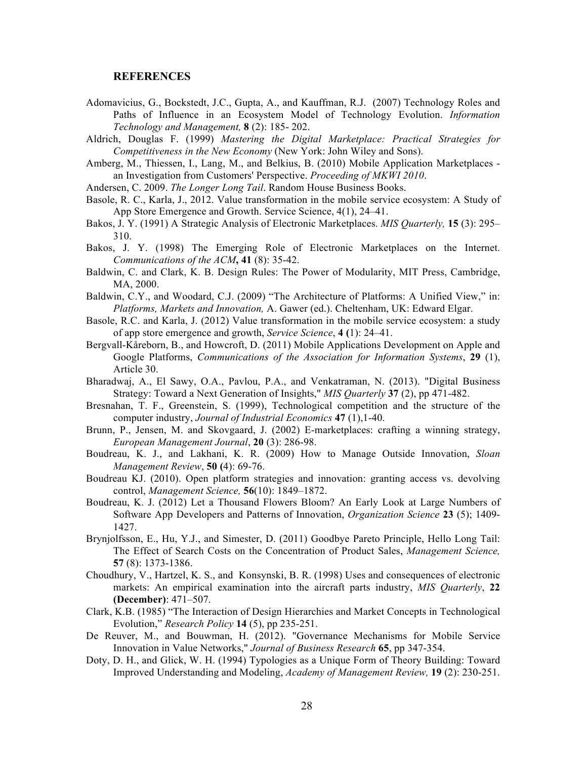## REFERENCES

Adomavicius, G., Bockstedt, J.C., Gupta, A., and Kauffman, R.J. (2007) Technology Roles and Paths of Influence in an Ecosystem Model of Technology Evolution. *Information Technology and Management,* **8** (2): 185- 202.

Aldrich, Douglas F. (1999) *Mastering the Digital Marketplace: Practical Strategies for Competitiveness in the New Economy* (New York: John Wiley and Sons).

Amberg, M., Thiessen, I., Lang, M., and Belkius, B. (2010) Mobile Application Marketplaces - an Investigation from Customers' Perspective. *Proceeding of MKWI 2010*.

Andersen, C. 2009. *The Longer Long Tail*. Random House Business Books.

Basole, R. C., Karla, J., 2012. Value transformation in the mobile service ecosystem: A Study of App Store Emergence and Growth. Service Science, 4(1), 24–41.

Bakos, J. Y. (1991) A Strategic Analysis of Electronic Marketplaces. *MIS Quarterly,* **15** (3): 295–310.

Bakos, J. Y. (1998) The Emerging Role of Electronic Marketplaces on the Internet. *Communications of the ACM***, 41** (8): 35-42.

Baldwin, C. and Clark, K. B. Design Rules: The Power of Modularity, MIT Press, Cambridge, MA, 2000.

Baldwin, C.Y., and Woodard, C.J. (2009) "The Architecture of Platforms: A Unified View," in: *Platforms, Markets and Innovation,* A. Gawer (ed.). Cheltenham, UK: Edward Elgar.

Basole, R.C. and Karla, J. (2012) Value transformation in the mobile service ecosystem: a study of app store emergence and growth, *Service Science*, **4 (**1): 24–41.

Bergvall-Kåreborn, B., and Howcroft, D. (2011) Mobile Applications Development on Apple and Google Platforms, *Communications of the Association for Information Systems*, **29** (1), Article 30.

Bharadwaj, A., El Sawy, O.A., Pavlou, P.A., and Venkatraman, N. (2013). "Digital Business Strategy: Toward a Next Generation of Insights," *MIS Quarterly* **37** (2), pp 471-482.

Bresnahan, T. F., Greenstein, S. (1999), Technological competition and the structure of the computer industry, *Journal of Industrial Economics* **47** (1),1-40.

Brunn, P., Jensen, M. and Skovgaard, J. (2002) E-marketplaces: crafting a winning strategy, *European Management Journal*, **20** (3): 286-98.

Boudreau, K. J., and Lakhani, K. R. (2009) How to Manage Outside Innovation, *Sloan Management Review*, **50 (**4): 69-76.

Boudreau KJ. (2010). Open platform strategies and innovation: granting access vs. devolving control, *Management Science,* **56**(10): 1849–1872.

Boudreau, K. J. (2012) Let a Thousand Flowers Bloom? An Early Look at Large Numbers of Software App Developers and Patterns of Innovation, *Organization Science* **23** (5); 1409-1427.

Brynjolfsson, E., Hu, Y.J., and Simester, D. (2011) Goodbye Pareto Principle, Hello Long Tail: The Effect of Search Costs on the Concentration of Product Sales, *Management Science,* **57** (8): 1373-1386.

Choudhury, V., Hartzel, K. S., and Konsynski, B. R. (1998) Uses and consequences of electronic markets: An empirical examination into the aircraft parts industry, *MIS Quarterly*, **22 (December)**: 471–507.

Clark, K.B. (1985) "The Interaction of Design Hierarchies and Market Concepts in Technological Evolution," *Research Policy* **14** (5), pp 235-251.

De Reuver, M., and Bouwman, H. (2012). "Governance Mechanisms for Mobile Service Innovation in Value Networks," *Journal of Business Research* **65**, pp 347-354.

Doty, D. H., and Glick, W. H. (1994) Typologies as a Unique Form of Theory Building: Toward Improved Understanding and Modeling, *Academy of Management Review,* **19** (2): 230-251.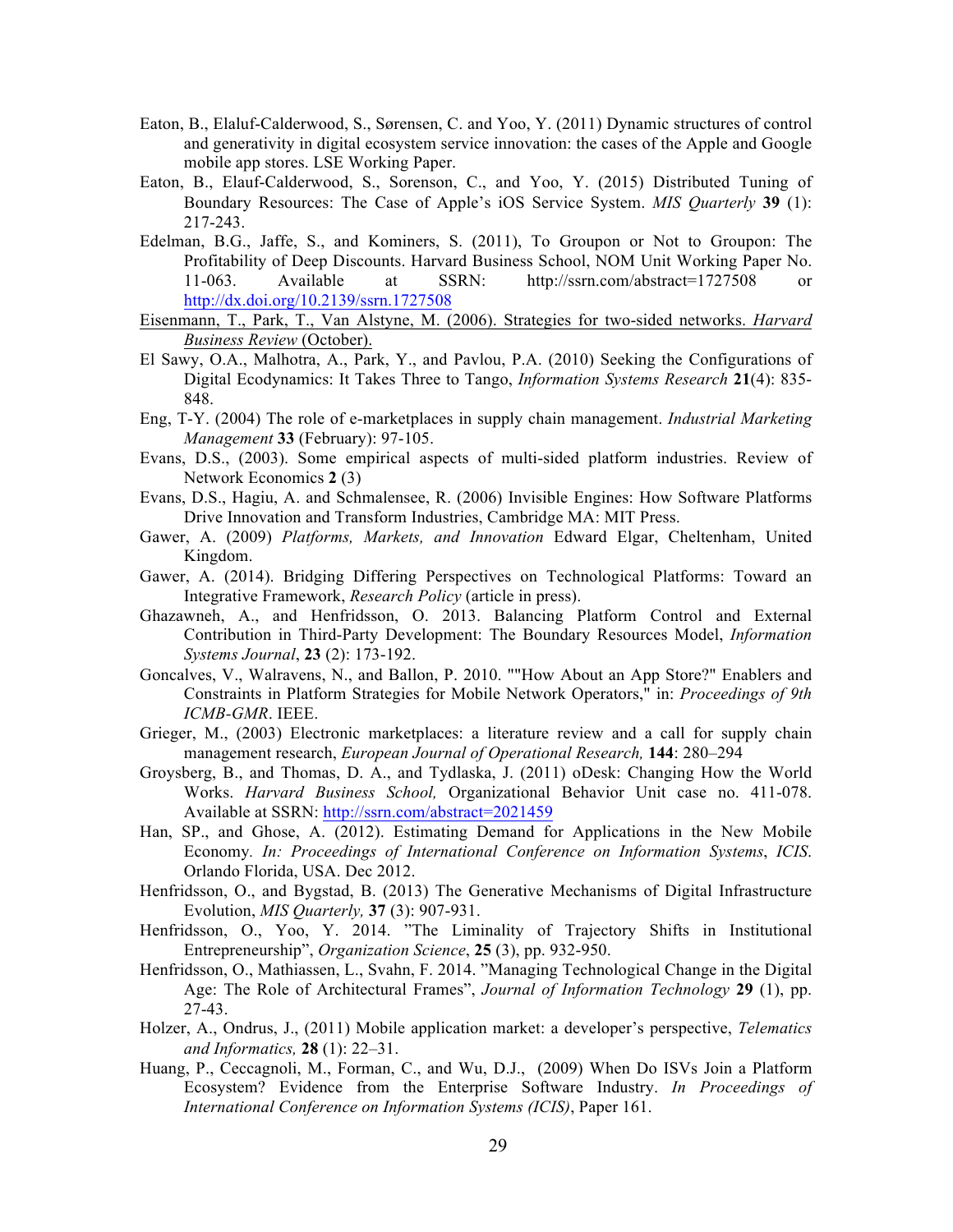Eaton, B., Elaluf-Calderwood, S., Sørensen, C. and Yoo, Y. (2011) Dynamic structures of control and generativity in digital ecosystem service innovation: the cases of the Apple and Google mobile app stores. LSE Working Paper.

Eaton, B., Elauf-Calderwood, S., Sorenson, C., and Yoo, Y. (2015) Distributed Tuning of Boundary Resources: The Case of Apple's iOS Service System. *MIS Quarterly* **39** (1): 217-243.

Edelman, B.G., Jaffe, S., and Kominers, S. (2011), To Groupon or Not to Groupon: The Profitability of Deep Discounts. Harvard Business School, NOM Unit Working Paper No. 11-063. Available at SSRN: http://ssrn.com/abstract=1727508 or http://dx.doi.org/10.2139/ssrn.1727508

Eisenmann, T., Park, T., Van Alstyne, M. (2006). Strategies for two-sided networks. *Harvard Business Review* (October).

El Sawy, O.A., Malhotra, A., Park, Y., and Pavlou, P.A. (2010) Seeking the Configurations of Digital Ecodynamics: It Takes Three to Tango, *Information Systems Research* **21**(4): 835-848.

Eng, T-Y. (2004) The role of e-marketplaces in supply chain management. *Industrial Marketing Management* **33** (February): 97-105.

Evans, D.S., (2003). Some empirical aspects of multi-sided platform industries. Review of Network Economics **2** (3)

Evans, D.S., Hagiu, A. and Schmalensee, R. (2006) Invisible Engines: How Software Platforms Drive Innovation and Transform Industries, Cambridge MA: MIT Press.

Gawer, A. (2009) *Platforms, Markets, and Innovation* Edward Elgar, Cheltenham, United Kingdom.

Gawer, A. (2014). Bridging Differing Perspectives on Technological Platforms: Toward an Integrative Framework, *Research Policy* (article in press).

Ghazawneh, A., and Henfridsson, O. 2013. Balancing Platform Control and External Contribution in Third-Party Development: The Boundary Resources Model, *Information Systems Journal*, **23** (2): 173-192.

Goncalves, V., Walravens, N., and Ballon, P. 2010. ""How About an App Store?" Enablers and Constraints in Platform Strategies for Mobile Network Operators," in: *Proceedings of 9th ICMB-GMR*. IEEE.

Grieger, M., (2003) Electronic marketplaces: a literature review and a call for supply chain management research, *European Journal of Operational Research,* **144**: 280–294

Groysberg, B., and Thomas, D. A., and Tydlaska, J. (2011) oDesk: Changing How the World Works. *Harvard Business School,* Organizational Behavior Unit case no. 411-078. Available at SSRN: http://ssrn.com/abstract=2021459

Han, SP., and Ghose, A. (2012). Estimating Demand for Applications in the New Mobile Economy. *In: Proceedings of International Conference on Information Systems*, *ICIS*. Orlando Florida, USA. Dec 2012.

Henfridsson, O., and Bygstad, B. (2013) The Generative Mechanisms of Digital Infrastructure Evolution, *MIS Quarterly,* **37** (3): 907-931.

Henfridsson, O., Yoo, Y. 2014. "The Liminality of Trajectory Shifts in Institutional Entrepreneurship", *Organization Science*, **25** (3), pp. 932-950.

Henfridsson, O., Mathiassen, L., Svahn, F. 2014. "Managing Technological Change in the Digital Age: The Role of Architectural Frames", *Journal of Information Technology* **29** (1), pp. 27-43.

Holzer, A., Ondrus, J., (2011) Mobile application market: a developer's perspective, *Telematics and Informatics,* **28** (1): 22–31.

Huang, P., Ceccagnoli, M., Forman, C., and Wu, D.J., (2009) When Do ISVs Join a Platform Ecosystem? Evidence from the Enterprise Software Industry. *In Proceedings of International Conference on Information Systems (ICIS)*, Paper 161.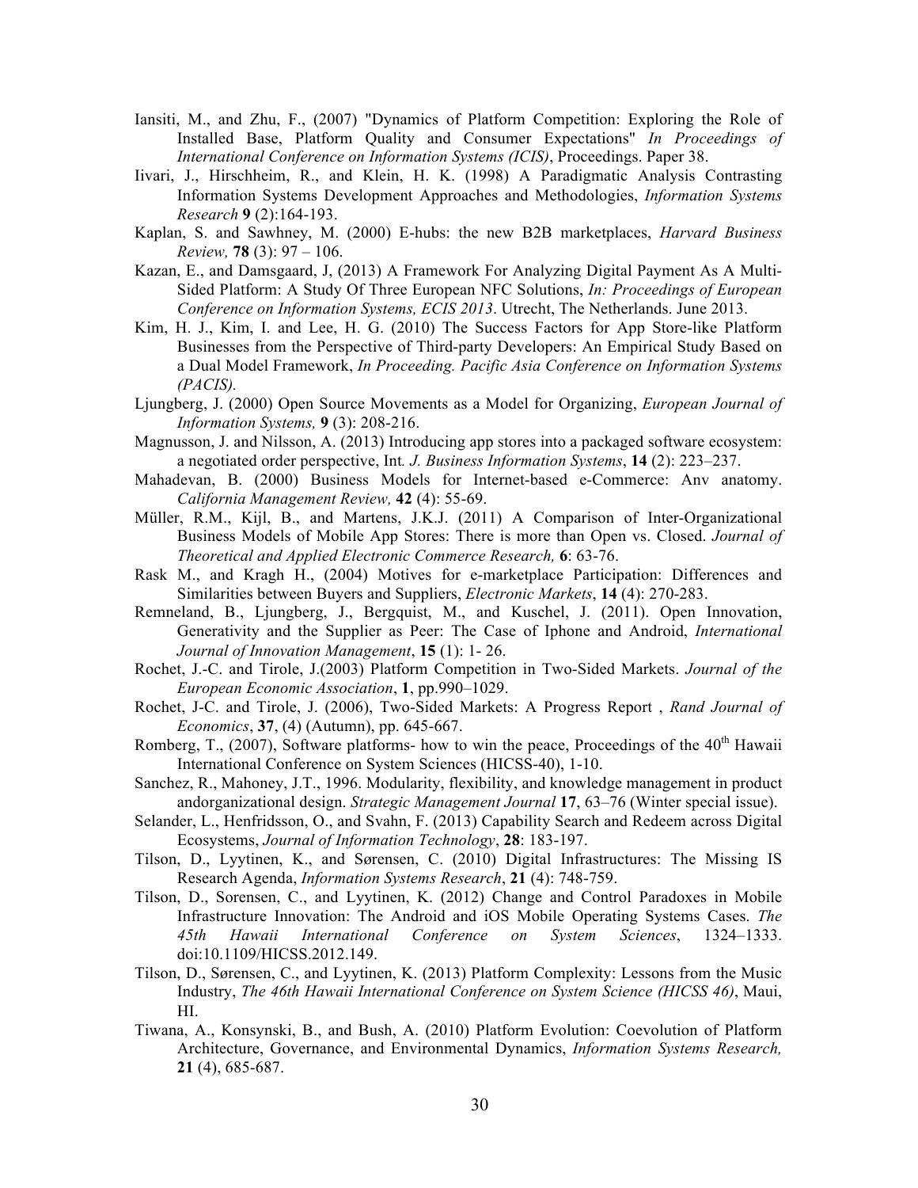Iansiti, M., and Zhu, F., (2007) "Dynamics of Platform Competition: Exploring the Role of Installed Base, Platform Quality and Consumer Expectations" *In Proceedings of International Conference on Information Systems (ICIS)*, Proceedings. Paper 38.

Iivari, J., Hirschheim, R., and Klein, H. K. (1998) A Paradigmatic Analysis Contrasting Information Systems Development Approaches and Methodologies, *Information Systems Research* **9** (2):164-193.

Kaplan, S. and Sawhney, M. (2000) E-hubs: the new B2B marketplaces, *Harvard Business Review,* **78** (3): 97 – 106.

Kazan, E., and Damsgaard, J, (2013) A Framework For Analyzing Digital Payment As A Multi-Sided Platform: A Study Of Three European NFC Solutions, *In: Proceedings of European Conference on Information Systems, ECIS 2013*. Utrecht, The Netherlands. June 2013.

Kim, H. J., Kim, I. and Lee, H. G. (2010) The Success Factors for App Store-like Platform Businesses from the Perspective of Third-party Developers: An Empirical Study Based on a Dual Model Framework, *In Proceeding. Pacific Asia Conference on Information Systems (PACIS).*

Ljungberg, J. (2000) Open Source Movements as a Model for Organizing, *European Journal of Information Systems,* **9** (3): 208-216.

Magnusson, J. and Nilsson, A. (2013) Introducing app stores into a packaged software ecosystem: a negotiated order perspective, Int*. J. Business Information Systems*, **14** (2): 223–237.

Mahadevan, B. (2000) Business Models for Internet-based e-Commerce: Anv anatomy. *California Management Review,* **42** (4): 55-69.

Müller, R.M., Kijl, B., and Martens, J.K.J. (2011) A Comparison of Inter-Organizational Business Models of Mobile App Stores: There is more than Open vs. Closed. *Journal of Theoretical and Applied Electronic Commerce Research,* **6**: 63-76.

Rask M., and Kragh H., (2004) Motives for e-marketplace Participation: Differences and Similarities between Buyers and Suppliers, *Electronic Markets*, **14** (4): 270-283.

Remneland, B., Ljungberg, J., Bergquist, M., and Kuschel, J. (2011). Open Innovation, Generativity and the Supplier as Peer: The Case of Iphone and Android, *International Journal of Innovation Management*, **15** (1): 1- 26.

Rochet, J.-C. and Tirole, J.(2003) Platform Competition in Two-Sided Markets. *Journal of the European Economic Association*, **1**, pp.990–1029.

Rochet, J-C. and Tirole, J. (2006), Two-Sided Markets: A Progress Report , *Rand Journal of Economics*, **37**, (4) (Autumn), pp. 645-667.

Romberg, T., (2007), Software platforms- how to win the peace, Proceedings of the 40th Hawaii International Conference on System Sciences (HICSS-40), 1-10.

Sanchez, R., Mahoney, J.T., 1996. Modularity, flexibility, and knowledge management in product andorganizational design. *Strategic Management Journal* **17**, 63–76 (Winter special issue).

Selander, L., Henfridsson, O., and Svahn, F. (2013) Capability Search and Redeem across Digital Ecosystems, *Journal of Information Technology*, **28**: 183-197.

Tilson, D., Lyytinen, K., and Sørensen, C. (2010) Digital Infrastructures: The Missing IS Research Agenda, *Information Systems Research*, **21** (4): 748-759.

Tilson, D., Sorensen, C., and Lyytinen, K. (2012) Change and Control Paradoxes in Mobile Infrastructure Innovation: The Android and iOS Mobile Operating Systems Cases. *The 45th Hawaii International Conference on System Sciences*, 1324–1333. doi:10.1109/HICSS.2012.149.

Tilson, D., Sørensen, C., and Lyytinen, K. (2013) Platform Complexity: Lessons from the Music Industry, *The 46th Hawaii International Conference on System Science (HICSS 46)*, Maui, HI.

Tiwana, A., Konsynski, B., and Bush, A. (2010) Platform Evolution: Coevolution of Platform Architecture, Governance, and Environmental Dynamics, *Information Systems Research,* **21** (4), 685-687.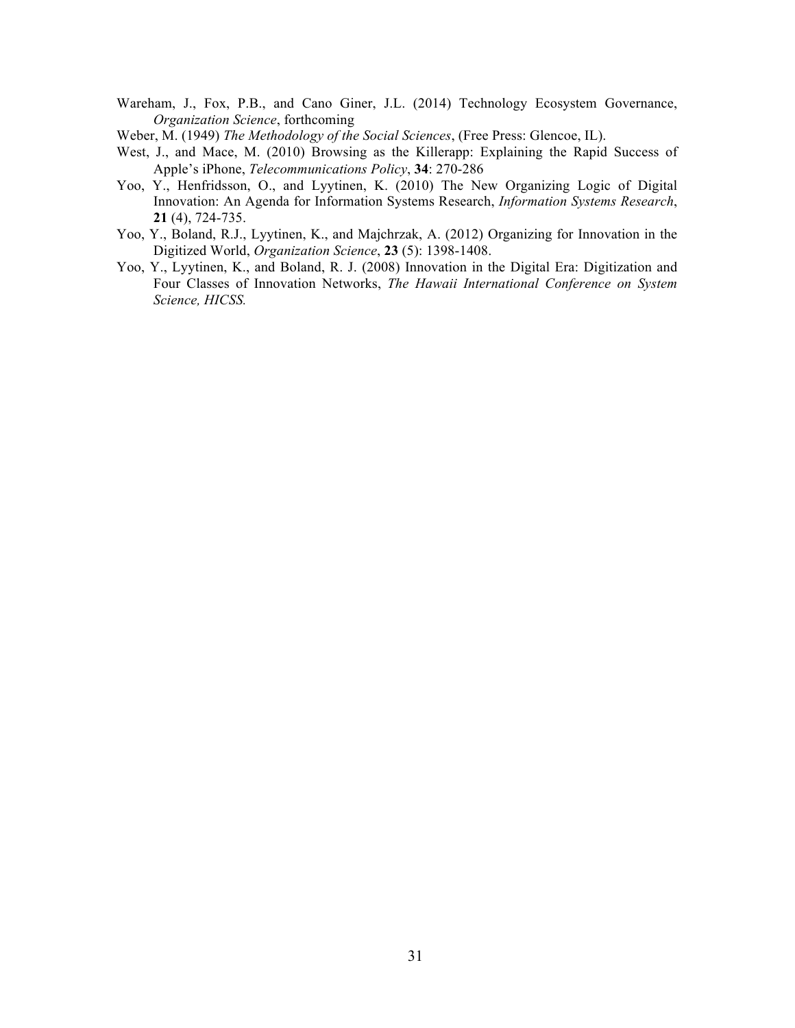Wareham, J., Fox, P.B., and Cano Giner, J.L. (2014) Technology Ecosystem Governance, *Organization Science*, forthcoming

Weber, M. (1949) *The Methodology of the Social Sciences*, (Free Press: Glencoe, IL).

West, J., and Mace, M. (2010) Browsing as the Killerapp: Explaining the Rapid Success of Apple's iPhone, *Telecommunications Policy*, **34**: 270-286

Yoo, Y., Henfridsson, O., and Lyytinen, K. (2010) The New Organizing Logic of Digital Innovation: An Agenda for Information Systems Research, *Information Systems Research*, **21** (4), 724-735.

Yoo, Y., Boland, R.J., Lyytinen, K., and Majchrzak, A. (2012) Organizing for Innovation in the Digitized World, *Organization Science*, **23** (5): 1398-1408.

Yoo, Y., Lyytinen, K., and Boland, R. J. (2008) Innovation in the Digital Era: Digitization and Four Classes of Innovation Networks, *The Hawaii International Conference on System Science, HICSS.*